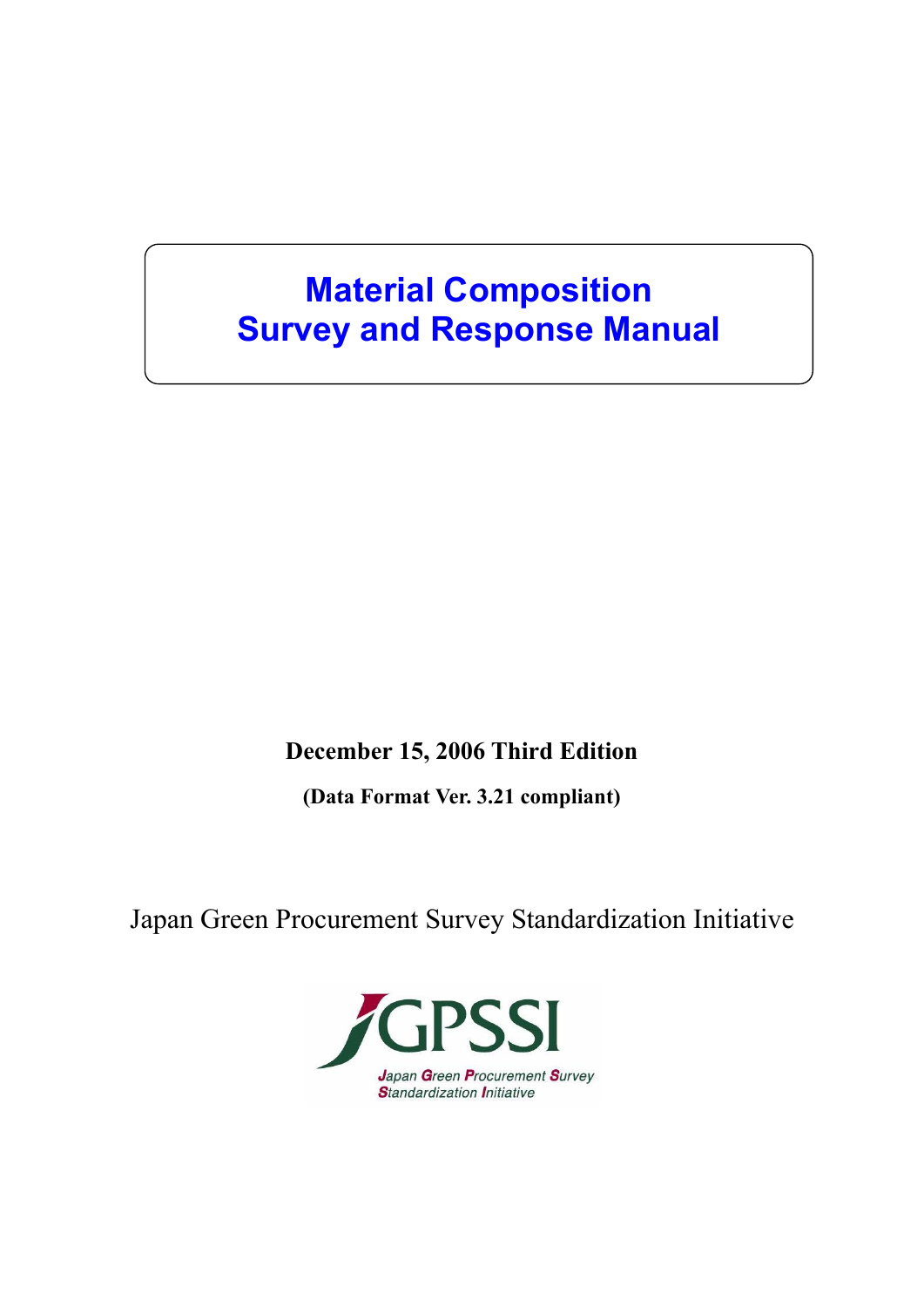# Material Composition Survey and Response Manual

**December 15, 2006 Third Edition**

**(Data Format Ver. 3.21 compliant)**

Japan Green Procurement Survey Standardization Initiative

JGPSSI

Japan Green Procurement Survey Standardization Initiative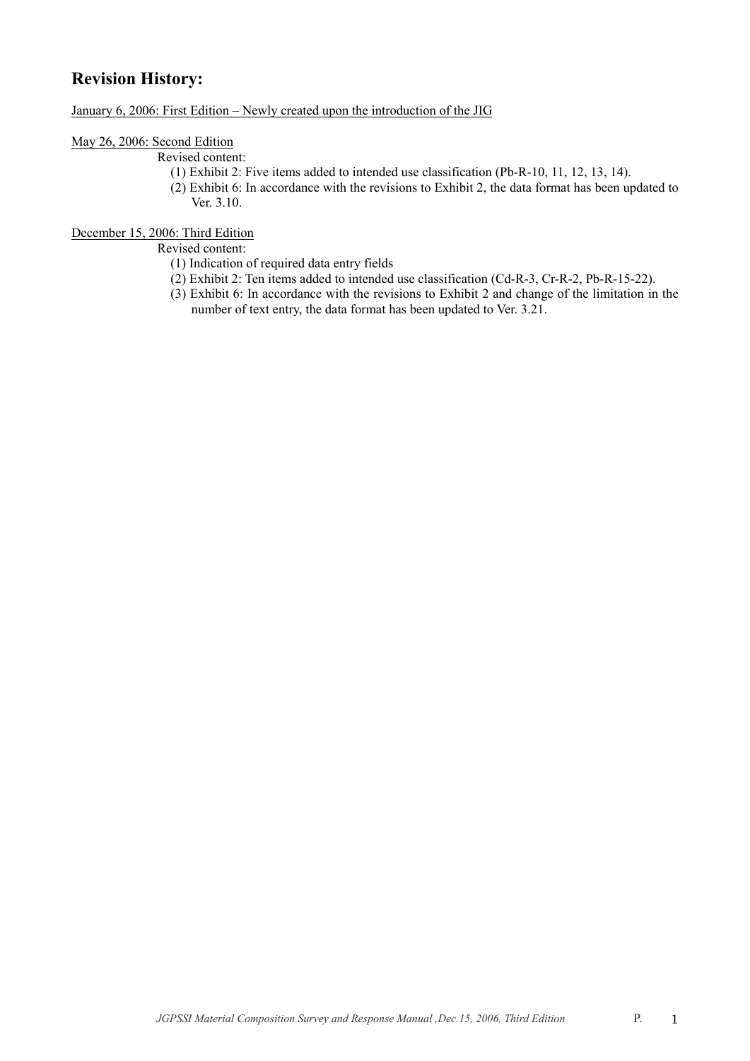## Revision History:

January 6, 2006: First Edition – Newly created upon the introduction of the JIG

May 26, 2006: Second Edition

Revised content:

(1) Exhibit 2: Five items added to intended use classification (Pb-R-10, 11, 12, 13, 14).

(2) Exhibit 6: In accordance with the revisions to Exhibit 2, the data format has been updated to Ver. 3.10.

December 15, 2006: Third Edition

Revised content:

(1) Indication of required data entry fields

(2) Exhibit 2: Ten items added to intended use classification (Cd-R-3, Cr-R-2, Pb-R-15-22).

(3) Exhibit 6: In accordance with the revisions to Exhibit 2 and change of the limitation in the number of text entry, the data format has been updated to Ver. 3.21.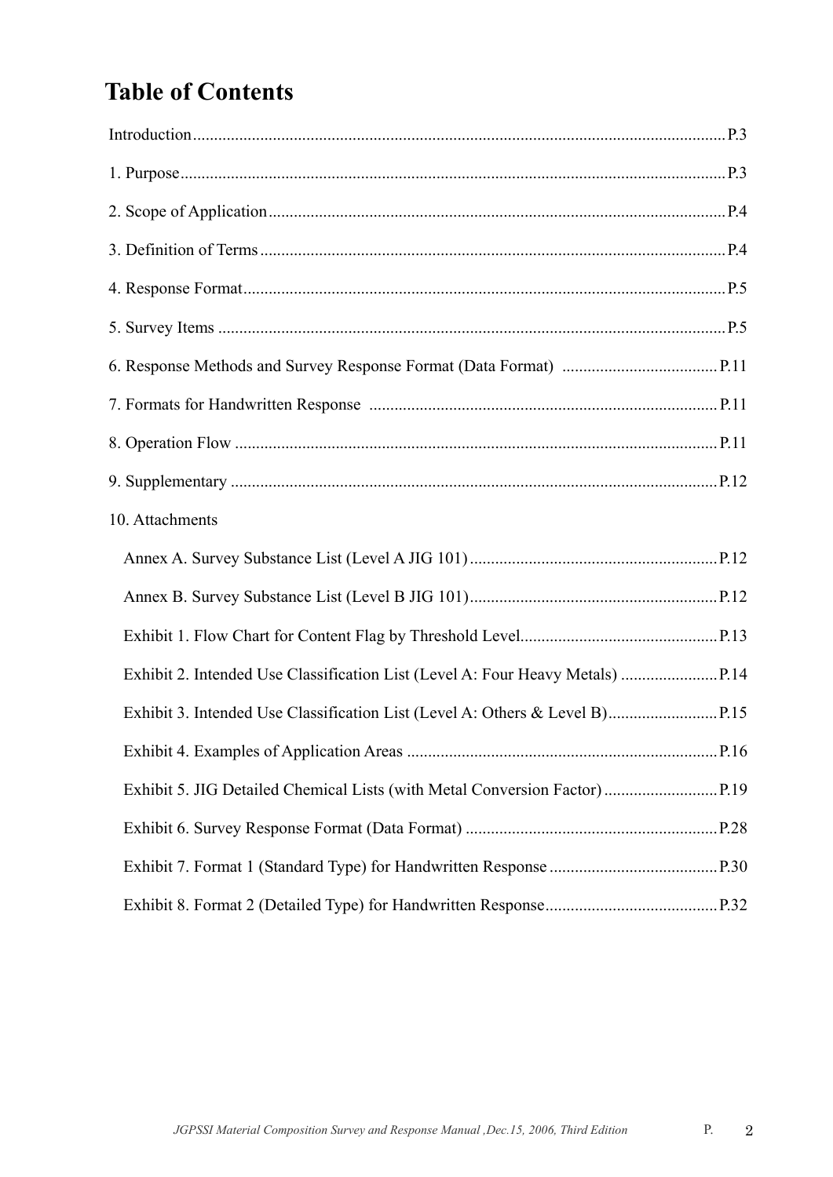# Table of Contents

Introduction............................................................................................................................P.3

1. Purpose...............................................................................................................................P.3

2. Scope of Application..........................................................................................................P.4

3. Definition of Terms............................................................................................................P.4

4. Response Format................................................................................................................P.5

5. Survey Items ......................................................................................................................P.5

6. Response Methods and Survey Response Format (Data Format) ....................................P.11

7. Formats for Handwritten Response ..................................................................................P.11

8. Operation Flow .................................................................................................................P.11

9. Supplementary ..................................................................................................................P.12

10. Attachments

- Annex A. Survey Substance List (Level A JIG 101) ..........................................................P.12
- Annex B. Survey Substance List (Level B JIG 101)..........................................................P.12
- Exhibit 1. Flow Chart for Content Flag by Threshold Level..............................................P.13
- Exhibit 2. Intended Use Classification List (Level A: Four Heavy Metals) .......................P.14
- Exhibit 3. Intended Use Classification List (Level A: Others & Level B)..........................P.15
- Exhibit 4. Examples of Application Areas .........................................................................P.16
- Exhibit 5. JIG Detailed Chemical Lists (with Metal Conversion Factor)...........................P.19
- Exhibit 6. Survey Response Format (Data Format) ...........................................................P.28
- Exhibit 7. Format 1 (Standard Type) for Handwritten Response........................................P.30
- Exhibit 8. Format 2 (Detailed Type) for Handwritten Response.........................................P.32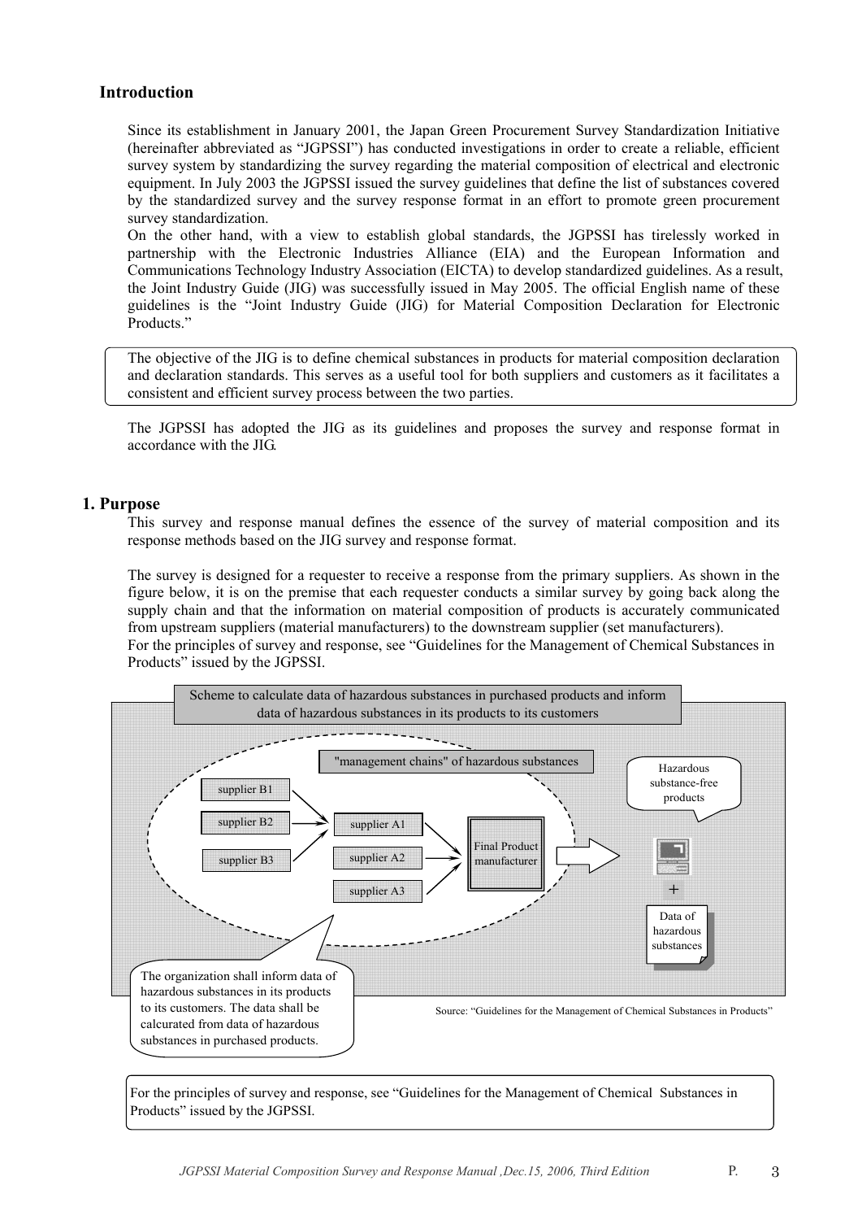## Introduction

Since its establishment in January 2001, the Japan Green Procurement Survey Standardization Initiative (hereinafter abbreviated as "JGPSSI") has conducted investigations in order to create a reliable, efficient survey system by standardizing the survey regarding the material composition of electrical and electronic equipment. In July 2003 the JGPSSI issued the survey guidelines that define the list of substances covered by the standardized survey and the survey response format in an effort to promote green procurement survey standardization.

On the other hand, with a view to establish global standards, the JGPSSI has tirelessly worked in partnership with the Electronic Industries Alliance (EIA) and the European Information and Communications Technology Industry Association (EICTA) to develop standardized guidelines. As a result, the Joint Industry Guide (JIG) was successfully issued in May 2005. The official English name of these guidelines is the "Joint Industry Guide (JIG) for Material Composition Declaration for Electronic Products."

> The objective of the JIG is to define chemical substances in products for material composition declaration and declaration standards. This serves as a useful tool for both suppliers and customers as it facilitates a consistent and efficient survey process between the two parties.

The JGPSSI has adopted the JIG as its guidelines and proposes the survey and response format in accordance with the JIG.

## 1. Purpose

This survey and response manual defines the essence of the survey of material composition and its response methods based on the JIG survey and response format.

The survey is designed for a requester to receive a response from the primary suppliers. As shown in the figure below, it is on the premise that each requester conducts a similar survey by going back along the supply chain and that the information on material composition of products is accurately communicated from upstream suppliers (material manufacturers) to the downstream supplier (set manufacturers).

For the principles of survey and response, see "Guidelines for the Management of Chemical Substances in Products" issued by the JGPSSI.

Scheme to calculate data of hazardous substances in purchased products and inform data of hazardous substances in its products to its customers

"management chains" of hazardous substances

supplier B1, supplier B2, supplier B3 → supplier A1, supplier A2, supplier A3 → Final Product manufacturer → Hazardous substance-free products + Data of hazardous substances

The organization shall inform data of hazardous substances in its products to its customers. The data shall be calcurated from data of hazardous substances in purchased products.

Source: "Guidelines for the Management of Chemical Substances in Products"

> For the principles of survey and response, see "Guidelines for the Management of Chemical Substances in Products" issued by the JGPSSI.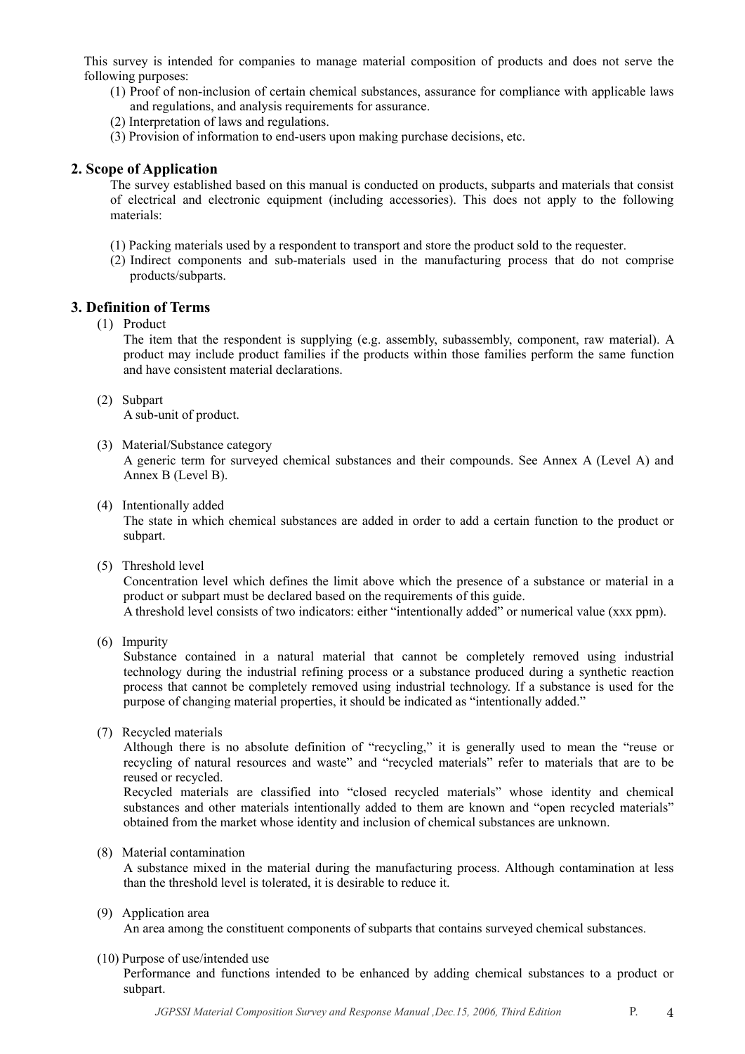This survey is intended for companies to manage material composition of products and does not serve the following purposes:

(1) Proof of non-inclusion of certain chemical substances, assurance for compliance with applicable laws and regulations, and analysis requirements for assurance.
(2) Interpretation of laws and regulations.
(3) Provision of information to end-users upon making purchase decisions, etc.

## 2. Scope of Application

The survey established based on this manual is conducted on products, subparts and materials that consist of electrical and electronic equipment (including accessories). This does not apply to the following materials:

(1) Packing materials used by a respondent to transport and store the product sold to the requester.
(2) Indirect components and sub-materials used in the manufacturing process that do not comprise products/subparts.

## 3. Definition of Terms

(1) Product

The item that the respondent is supplying (e.g. assembly, subassembly, component, raw material). A product may include product families if the products within those families perform the same function and have consistent material declarations.

(2) Subpart

A sub-unit of product.

(3) Material/Substance category

A generic term for surveyed chemical substances and their compounds. See Annex A (Level A) and Annex B (Level B).

(4) Intentionally added

The state in which chemical substances are added in order to add a certain function to the product or subpart.

(5) Threshold level

Concentration level which defines the limit above which the presence of a substance or material in a product or subpart must be declared based on the requirements of this guide.
A threshold level consists of two indicators: either "intentionally added" or numerical value (xxx ppm).

(6) Impurity

Substance contained in a natural material that cannot be completely removed using industrial technology during the industrial refining process or a substance produced during a synthetic reaction process that cannot be completely removed using industrial technology. If a substance is used for the purpose of changing material properties, it should be indicated as "intentionally added."

(7) Recycled materials

Although there is no absolute definition of "recycling," it is generally used to mean the "reuse or recycling of natural resources and waste" and "recycled materials" refer to materials that are to be reused or recycled.
Recycled materials are classified into "closed recycled materials" whose identity and chemical substances and other materials intentionally added to them are known and "open recycled materials" obtained from the market whose identity and inclusion of chemical substances are unknown.

(8) Material contamination

A substance mixed in the material during the manufacturing process. Although contamination at less than the threshold level is tolerated, it is desirable to reduce it.

(9) Application area

An area among the constituent components of subparts that contains surveyed chemical substances.

(10) Purpose of use/intended use

Performance and functions intended to be enhanced by adding chemical substances to a product or subpart.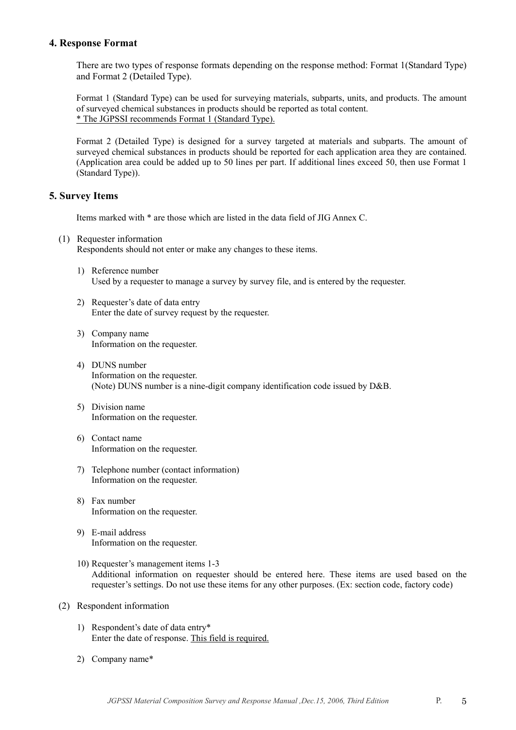## 4. Response Format

There are two types of response formats depending on the response method: Format 1(Standard Type) and Format 2 (Detailed Type).

Format 1 (Standard Type) can be used for surveying materials, subparts, units, and products. The amount of surveyed chemical substances in products should be reported as total content.
<u>* The JGPSSI recommends Format 1 (Standard Type).</u>

Format 2 (Detailed Type) is designed for a survey targeted at materials and subparts. The amount of surveyed chemical substances in products should be reported for each application area they are contained. (Application area could be added up to 50 lines per part. If additional lines exceed 50, then use Format 1 (Standard Type)).

## 5. Survey Items

Items marked with * are those which are listed in the data field of JIG Annex C.

(1) Requester information
Respondents should not enter or make any changes to these items.

1) Reference number
Used by a requester to manage a survey by survey file, and is entered by the requester.

2) Requester's date of data entry
Enter the date of survey request by the requester.

3) Company name
Information on the requester.

4) DUNS number
Information on the requester.
(Note) DUNS number is a nine-digit company identification code issued by D&B.

5) Division name
Information on the requester.

6) Contact name
Information on the requester.

7) Telephone number (contact information)
Information on the requester.

8) Fax number
Information on the requester.

9) E-mail address
Information on the requester.

10) Requester's management items 1-3
Additional information on requester should be entered here. These items are used based on the requester's settings. Do not use these items for any other purposes. (Ex: section code, factory code)

(2) Respondent information

1) Respondent's date of data entry*
Enter the date of response. <u>This field is required.</u>

2) Company name*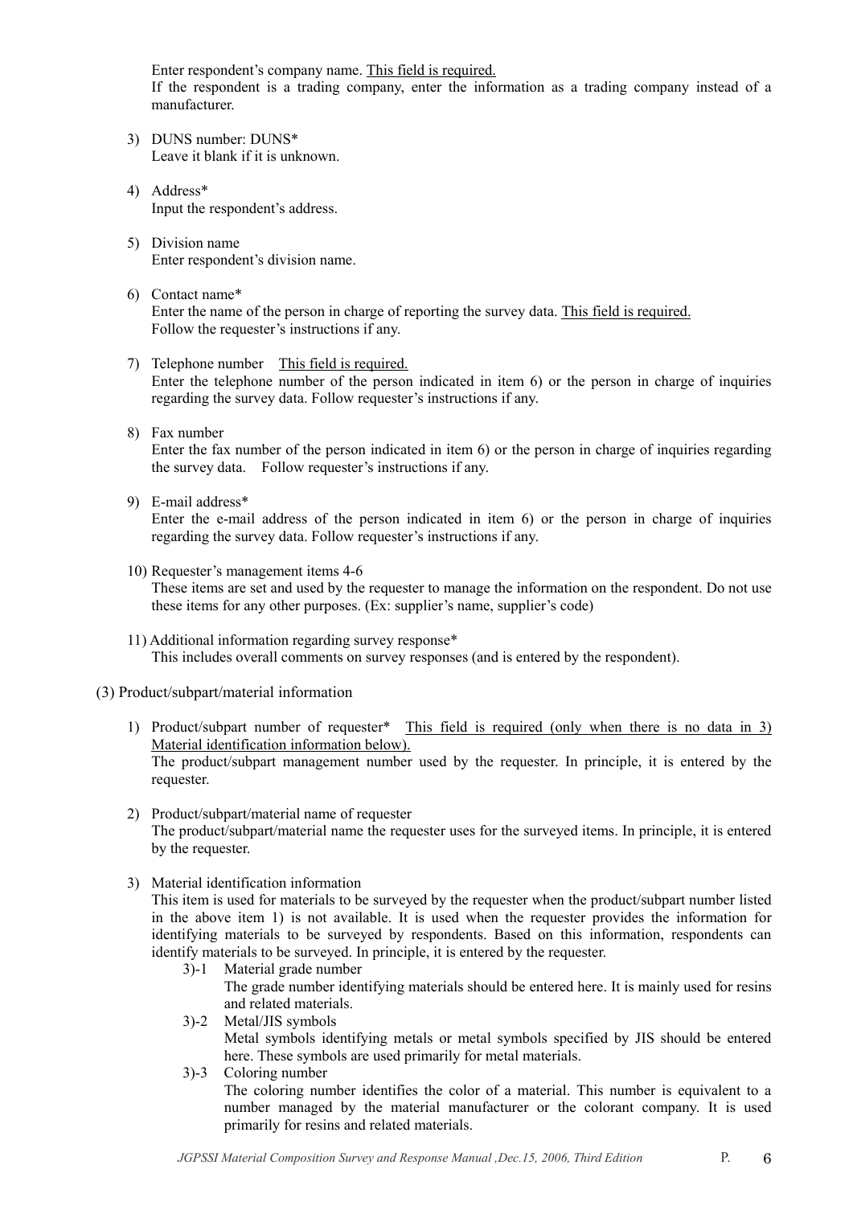Enter respondent's company name. <u>This field is required.</u>
If the respondent is a trading company, enter the information as a trading company instead of a manufacturer.

3) DUNS number: DUNS*
Leave it blank if it is unknown.

4) Address*
Input the respondent's address.

5) Division name
Enter respondent's division name.

6) Contact name*
Enter the name of the person in charge of reporting the survey data. <u>This field is required.</u>
Follow the requester's instructions if any.

7) Telephone number <u>This field is required.</u>
Enter the telephone number of the person indicated in item 6) or the person in charge of inquiries regarding the survey data. Follow requester's instructions if any.

8) Fax number
Enter the fax number of the person indicated in item 6) or the person in charge of inquiries regarding the survey data. Follow requester's instructions if any.

9) E-mail address*
Enter the e-mail address of the person indicated in item 6) or the person in charge of inquiries regarding the survey data. Follow requester's instructions if any.

10) Requester's management items 4-6
These items are set and used by the requester to manage the information on the respondent. Do not use these items for any other purposes. (Ex: supplier's name, supplier's code)

11) Additional information regarding survey response*
This includes overall comments on survey responses (and is entered by the respondent).

(3) Product/subpart/material information

1) Product/subpart number of requester* <u>This field is required (only when there is no data in 3) Material identification information below).</u>
The product/subpart management number used by the requester. In principle, it is entered by the requester.

2) Product/subpart/material name of requester
The product/subpart/material name the requester uses for the surveyed items. In principle, it is entered by the requester.

3) Material identification information
This item is used for materials to be surveyed by the requester when the product/subpart number listed in the above item 1) is not available. It is used when the requester provides the information for identifying materials to be surveyed by respondents. Based on this information, respondents can identify materials to be surveyed. In principle, it is entered by the requester.

3)-1 Material grade number
The grade number identifying materials should be entered here. It is mainly used for resins and related materials.

3)-2 Metal/JIS symbols
Metal symbols identifying metals or metal symbols specified by JIS should be entered here. These symbols are used primarily for metal materials.

3)-3 Coloring number
The coloring number identifies the color of a material. This number is equivalent to a number managed by the material manufacturer or the colorant company. It is used primarily for resins and related materials.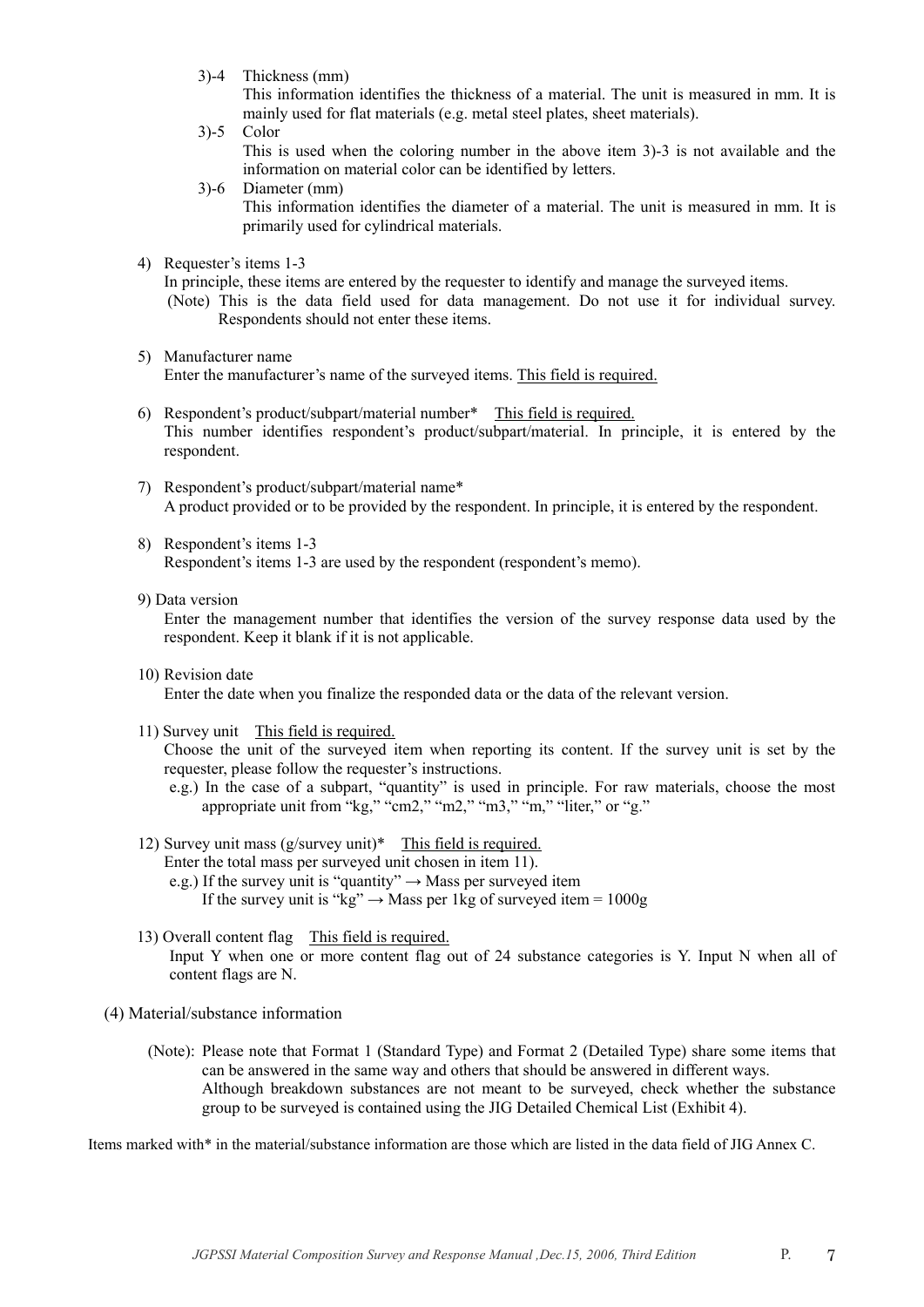3)-4 Thickness (mm)

This information identifies the thickness of a material. The unit is measured in mm. It is mainly used for flat materials (e.g. metal steel plates, sheet materials).

3)-5 Color

This is used when the coloring number in the above item 3)-3 is not available and the information on material color can be identified by letters.

3)-6 Diameter (mm)

This information identifies the diameter of a material. The unit is measured in mm. It is primarily used for cylindrical materials.

4) Requester's items 1-3

In principle, these items are entered by the requester to identify and manage the surveyed items.

(Note) This is the data field used for data management. Do not use it for individual survey. Respondents should not enter these items.

5) Manufacturer name

Enter the manufacturer's name of the surveyed items. <u>This field is required.</u>

6) Respondent's product/subpart/material number* <u>This field is required.</u>

This number identifies respondent's product/subpart/material. In principle, it is entered by the respondent.

7) Respondent's product/subpart/material name*

A product provided or to be provided by the respondent. In principle, it is entered by the respondent.

8) Respondent's items 1-3

Respondent's items 1-3 are used by the respondent (respondent's memo).

9) Data version

Enter the management number that identifies the version of the survey response data used by the respondent. Keep it blank if it is not applicable.

10) Revision date

Enter the date when you finalize the responded data or the data of the relevant version.

11) Survey unit <u>This field is required.</u>

Choose the unit of the surveyed item when reporting its content. If the survey unit is set by the requester, please follow the requester's instructions.

e.g.) In the case of a subpart, "quantity" is used in principle. For raw materials, choose the most appropriate unit from "kg," "cm2," "m2," "m3," "m," "liter," or "g."

12) Survey unit mass (g/survey unit)* <u>This field is required.</u>

Enter the total mass per surveyed unit chosen in item 11).

e.g.) If the survey unit is "quantity" → Mass per surveyed item

If the survey unit is "kg" → Mass per 1kg of surveyed item = 1000g

13) Overall content flag <u>This field is required.</u>

Input Y when one or more content flag out of 24 substance categories is Y. Input N when all of content flags are N.

(4) Material/substance information

(Note): Please note that Format 1 (Standard Type) and Format 2 (Detailed Type) share some items that can be answered in the same way and others that should be answered in different ways.

Although breakdown substances are not meant to be surveyed, check whether the substance group to be surveyed is contained using the JIG Detailed Chemical List (Exhibit 4).

Items marked with* in the material/substance information are those which are listed in the data field of JIG Annex C.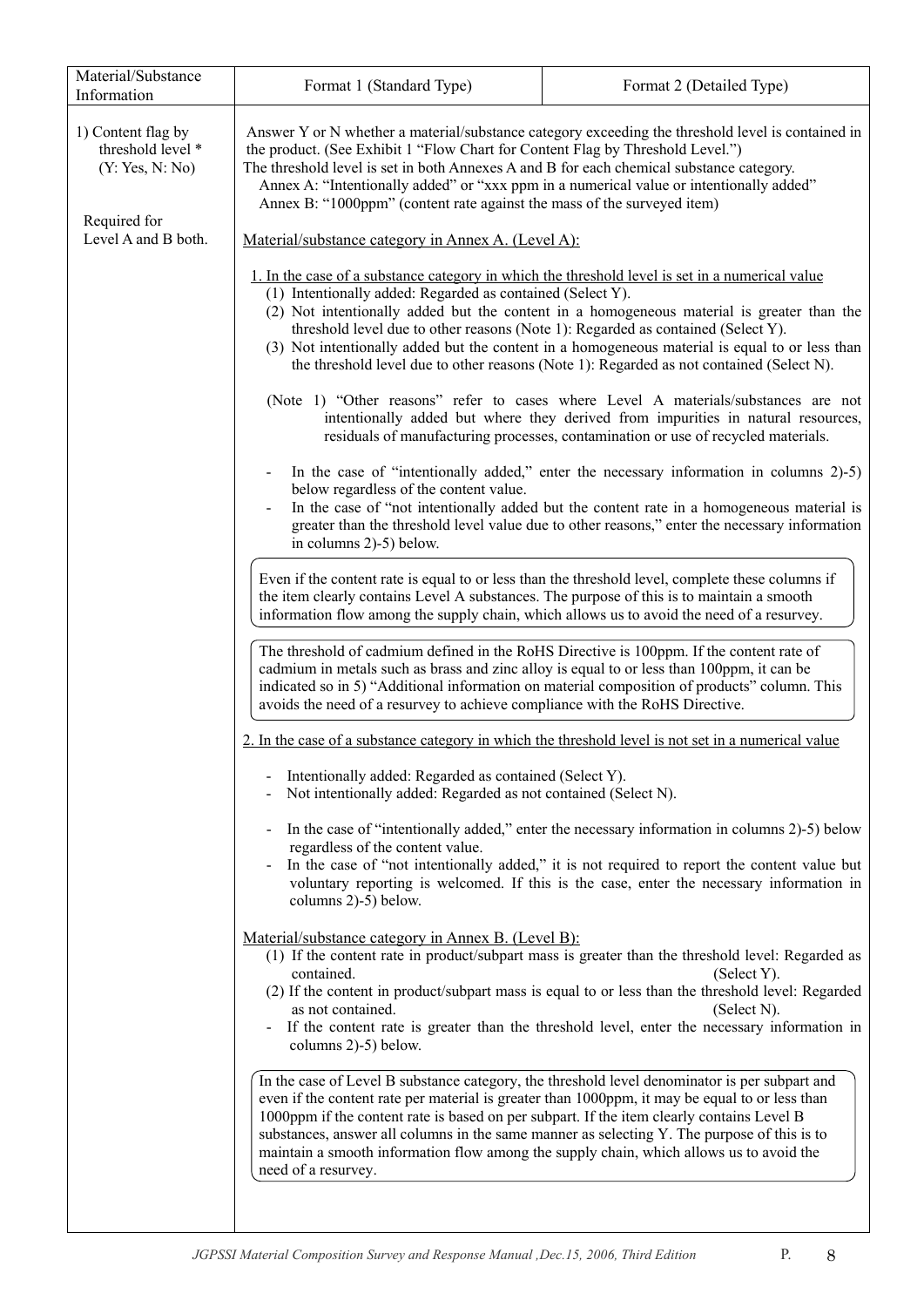| Material/Substance Information | Format 1 (Standard Type) | Format 2 (Detailed Type) |
|---|---|---|

**1) Content flag by threshold level * (Y: Yes, N: No)**

Required for Level A and B both.

Answer Y or N whether a material/substance category exceeding the threshold level is contained in the product. (See Exhibit 1 "Flow Chart for Content Flag by Threshold Level.")
The threshold level is set in both Annexes A and B for each chemical substance category.
Annex A: "Intentionally added" or "xxx ppm in a numerical value or intentionally added"
Annex B: "1000ppm" (content rate against the mass of the surveyed item)

Material/substance category in Annex A. (Level A):

1. In the case of a substance category in which the threshold level is set in a numerical value
   (1) Intentionally added: Regarded as contained (Select Y).
   (2) Not intentionally added but the content in a homogeneous material is greater than the threshold level due to other reasons (Note 1): Regarded as contained (Select Y).
   (3) Not intentionally added but the content in a homogeneous material is equal to or less than the threshold level due to other reasons (Note 1): Regarded as not contained (Select N).

   (Note 1) "Other reasons" refer to cases where Level A materials/substances are not intentionally added but where they derived from impurities in natural resources, residuals of manufacturing processes, contamination or use of recycled materials.

   - In the case of "intentionally added," enter the necessary information in columns 2)-5) below regardless of the content value.
   - In the case of "not intentionally added but the content rate in a homogeneous material is greater than the threshold level value due to other reasons," enter the necessary information in columns 2)-5) below.

> Even if the content rate is equal to or less than the threshold level, complete these columns if the item clearly contains Level A substances. The purpose of this is to maintain a smooth information flow among the supply chain, which allows us to avoid the need of a resurvey.

> The threshold of cadmium defined in the RoHS Directive is 100ppm. If the content rate of cadmium in metals such as brass and zinc alloy is equal to or less than 100ppm, it can be indicated so in 5) "Additional information on material composition of products" column. This avoids the need of a resurvey to achieve compliance with the RoHS Directive.

2. In the case of a substance category in which the threshold level is not set in a numerical value

   - Intentionally added: Regarded as contained (Select Y).
   - Not intentionally added: Regarded as not contained (Select N).

   - In the case of "intentionally added," enter the necessary information in columns 2)-5) below regardless of the content value.
   - In the case of "not intentionally added," it is not required to report the content value but voluntary reporting is welcomed. If this is the case, enter the necessary information in columns 2)-5) below.

Material/substance category in Annex B. (Level B):
   (1) If the content rate in product/subpart mass is greater than the threshold level: Regarded as contained. (Select Y).
   (2) If the content in product/subpart mass is equal to or less than the threshold level: Regarded as not contained. (Select N).
   - If the content rate is greater than the threshold level, enter the necessary information in columns 2)-5) below.

> In the case of Level B substance category, the threshold level denominator is per subpart and even if the content rate per material is greater than 1000ppm, it may be equal to or less than 1000ppm if the content rate is based on per subpart. If the item clearly contains Level B substances, answer all columns in the same manner as selecting Y. The purpose of this is to maintain a smooth information flow among the supply chain, which allows us to avoid the need of a resurvey.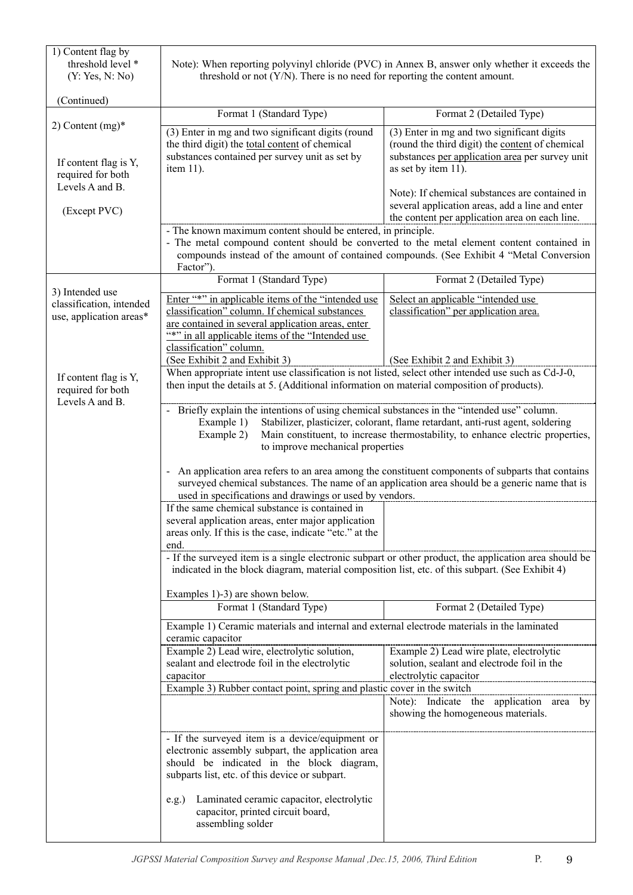| Item | Format 1 (Standard Type) | Format 2 (Detailed Type) |
|---|---|---|
| 1) Content flag by threshold level * (Y: Yes, N: No) (Continued) | Note): When reporting polyvinyl chloride (PVC) in Annex B, answer only whether it exceeds the threshold or not (Y/N). There is no need for reporting the content amount. | |
| 2) Content (mg)* If content flag is Y, required for both Levels A and B. (Except PVC) | Format 1 (Standard Type) | Format 2 (Detailed Type) |
| | (3) Enter in mg and two significant digits (round the third digit) the total content of chemical substances contained per survey unit as set by item 11). | (3) Enter in mg and two significant digits (round the third digit) the content of chemical substances per application area per survey unit as set by item 11). Note): If chemical substances are contained in several application areas, add a line and enter the content per application area on each line. |
| | - The known maximum content should be entered, in principle. - The metal compound content should be converted to the metal element content contained in compounds instead of the amount of contained compounds. (See Exhibit 4 "Metal Conversion Factor"). | |
| 3) Intended use classification, intended use, application areas* If content flag is Y, required for both Levels A and B. | Format 1 (Standard Type) | Format 2 (Detailed Type) |
| | Enter "*" in applicable items of the "intended use classification" column. If chemical substances are contained in several application areas, enter "*" in all applicable items of the "Intended use classification" column. (See Exhibit 2 and Exhibit 3) | Select an applicable "intended use classification" per application area. (See Exhibit 2 and Exhibit 3) |
| | When appropriate intent use classification is not listed, select other intended use such as Cd-J-0, then input the details at 5. (Additional information on material composition of products). | |
| | - Briefly explain the intentions of using chemical substances in the "intended use" column. Example 1) Stabilizer, plasticizer, colorant, flame retardant, anti-rust agent, soldering Example 2) Main constituent, to increase thermostability, to enhance electric properties, to improve mechanical properties - An application area refers to an area among the constituent components of subparts that contains surveyed chemical substances. The name of an application area should be a generic name that is used in specifications and drawings or used by vendors. | |
| | If the same chemical substance is contained in several application areas, enter major application areas only. If this is the case, indicate "etc." at the end. | |
| | - If the surveyed item is a single electronic subpart or other product, the application area should be indicated in the block diagram, material composition list, etc. of this subpart. (See Exhibit 4) Examples 1)-3) are shown below. | |
| | Format 1 (Standard Type) | Format 2 (Detailed Type) |
| | Example 1) Ceramic materials and internal and external electrode materials in the laminated ceramic capacitor | |
| | Example 2) Lead wire, electrolytic solution, sealant and electrode foil in the electrolytic capacitor | Example 2) Lead wire plate, electrolytic solution, sealant and electrode foil in the electrolytic capacitor |
| | Example 3) Rubber contact point, spring and plastic cover in the switch | |
| | | Note): Indicate the application area by showing the homogeneous materials. |
| | - If the surveyed item is a device/equipment or electronic assembly subpart, the application area should be indicated in the block diagram, subparts list, etc. of this device or subpart. e.g.) Laminated ceramic capacitor, electrolytic capacitor, printed circuit board, assembling solder | |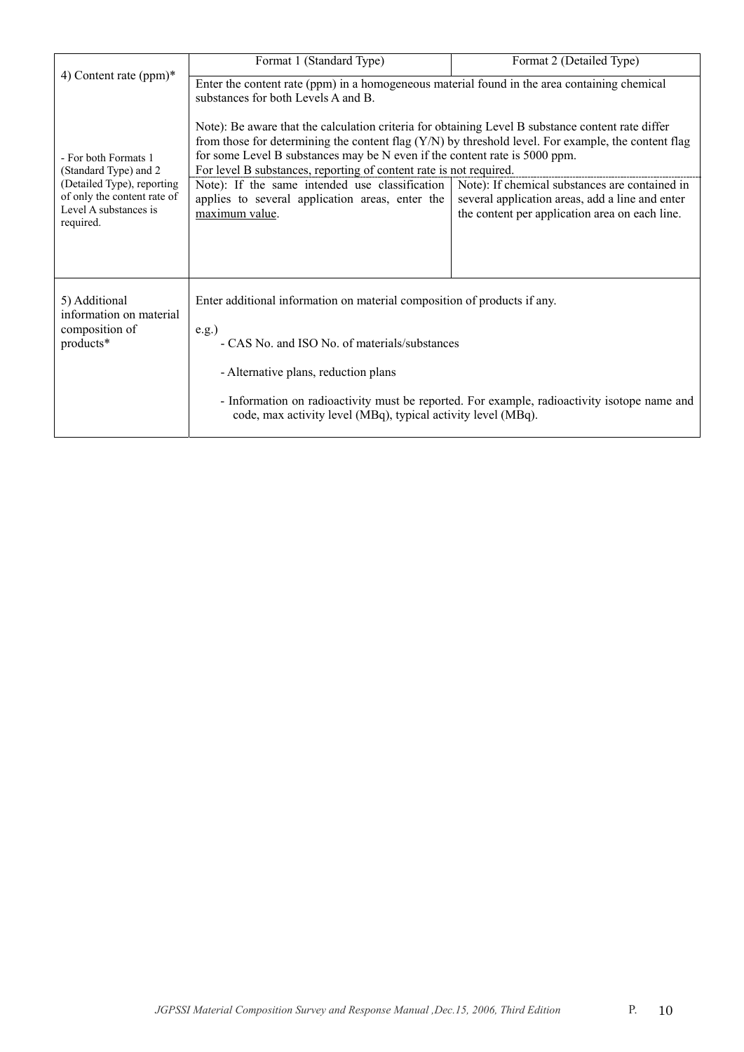| | Format 1 (Standard Type) | Format 2 (Detailed Type) |
|---|---|---|
| 4) Content rate (ppm)*<br><br>- For both Formats 1 (Standard Type) and 2 (Detailed Type), reporting of only the content rate of Level A substances is required. | Enter the content rate (ppm) in a homogeneous material found in the area containing chemical substances for both Levels A and B.<br><br>Note): Be aware that the calculation criteria for obtaining Level B substance content rate differ from those for determining the content flag (Y/N) by threshold level. For example, the content flag for some Level B substances may be N even if the content rate is 5000 ppm.<br>For level B substances, reporting of content rate is not required. | |
| | Note): If the same intended use classification applies to several application areas, enter the <u>maximum value</u>. | Note): If chemical substances are contained in several application areas, add a line and enter the content per application area on each line. |
| 5) Additional information on material composition of products* | Enter additional information on material composition of products if any.<br><br>e.g.)<br>- CAS No. and ISO No. of materials/substances<br><br>- Alternative plans, reduction plans<br><br>- Information on radioactivity must be reported. For example, radioactivity isotope name and code, max activity level (MBq), typical activity level (MBq). | |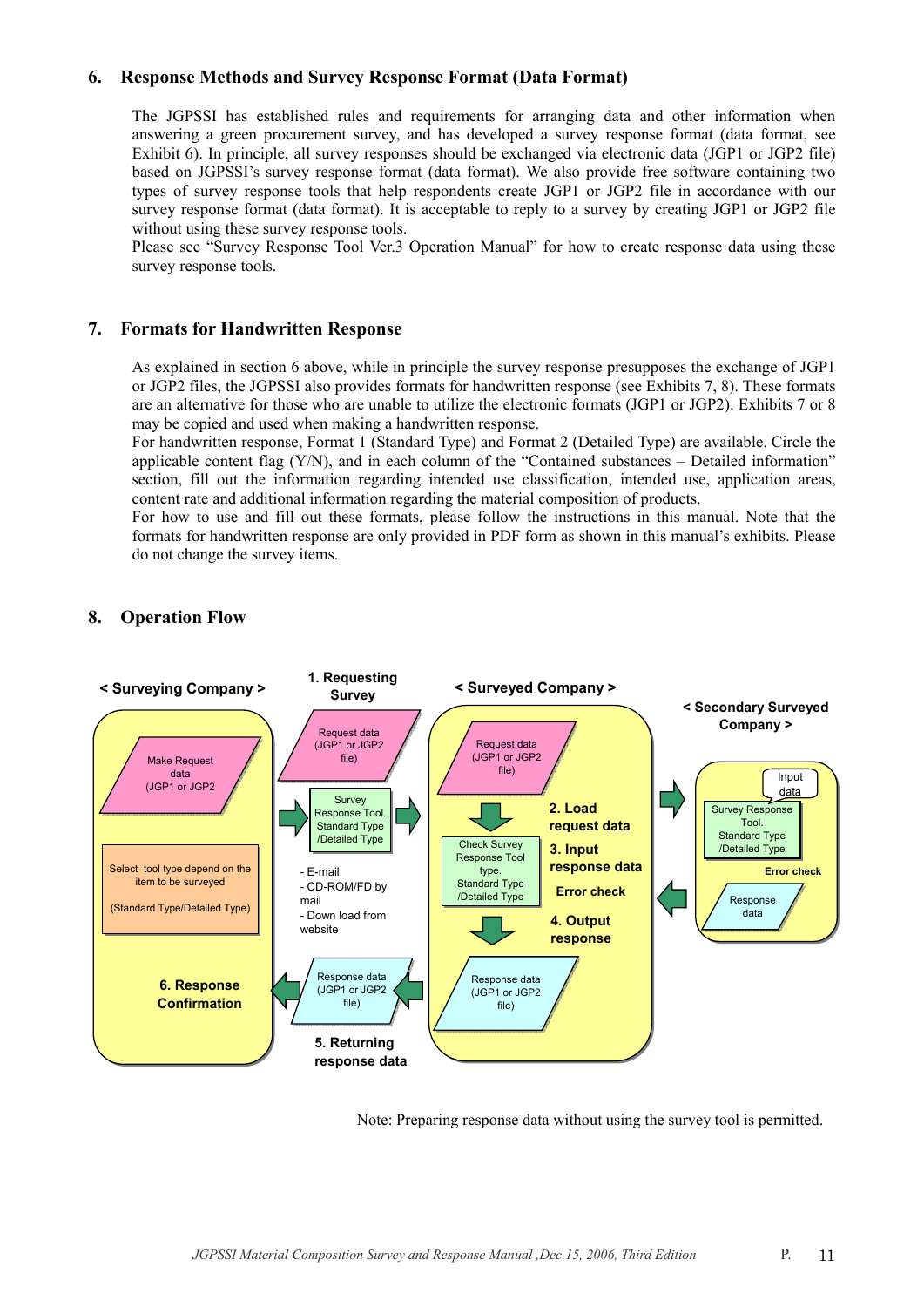## 6. Response Methods and Survey Response Format (Data Format)

The JGPSSI has established rules and requirements for arranging data and other information when answering a green procurement survey, and has developed a survey response format (data format, see Exhibit 6). In principle, all survey responses should be exchanged via electronic data (JGP1 or JGP2 file) based on JGPSSI's survey response format (data format). We also provide free software containing two types of survey response tools that help respondents create JGP1 or JGP2 file in accordance with our survey response format (data format). It is acceptable to reply to a survey by creating JGP1 or JGP2 file without using these survey response tools.

Please see "Survey Response Tool Ver.3 Operation Manual" for how to create response data using these survey response tools.

## 7. Formats for Handwritten Response

As explained in section 6 above, while in principle the survey response presupposes the exchange of JGP1 or JGP2 files, the JGPSSI also provides formats for handwritten response (see Exhibits 7, 8). These formats are an alternative for those who are unable to utilize the electronic formats (JGP1 or JGP2). Exhibits 7 or 8 may be copied and used when making a handwritten response.

For handwritten response, Format 1 (Standard Type) and Format 2 (Detailed Type) are available. Circle the applicable content flag (Y/N), and in each column of the "Contained substances – Detailed information" section, fill out the information regarding intended use classification, intended use, application areas, content rate and additional information regarding the material composition of products.

For how to use and fill out these formats, please follow the instructions in this manual. Note that the formats for handwritten response are only provided in PDF form as shown in this manual's exhibits. Please do not change the survey items.

## 8. Operation Flow

< Surveying Company >

Make Request data (JGP1 or JGP2

Select tool type depend on the item to be surveyed (Standard Type/Detailed Type)

6. Response Confirmation

1. Requesting Survey

Request data (JGP1 or JGP2 file)

Survey Response Tool. Standard Type /Detailed Type

- E-mail
- CD-ROM/FD by mail
- Down load from website

Response data (JGP1 or JGP2 file)

5. Returning response data

< Surveyed Company >

Request data (JGP1 or JGP2 file)

2. Load request data

Check Survey Response Tool type. Standard Type /Detailed Type

3. Input response data

Error check

4. Output response

Response data (JGP1 or JGP2 file)

< Secondary Surveyed Company >

Input data

Survey Response Tool. Standard Type /Detailed Type

Error check

Response data

Note: Preparing response data without using the survey tool is permitted.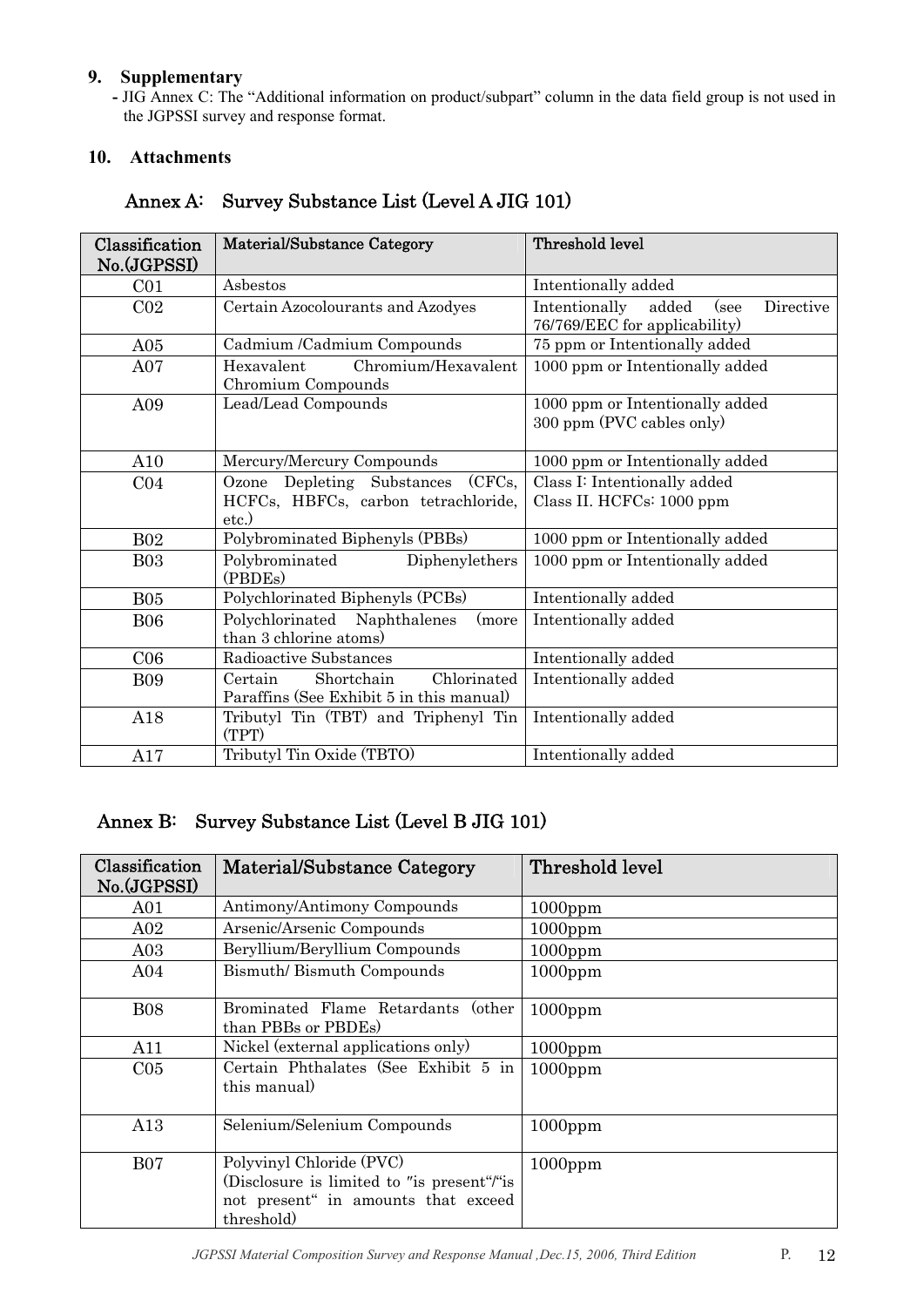## 9. Supplementary

- JIG Annex C: The "Additional information on product/subpart" column in the data field group is not used in the JGPSSI survey and response format.

## 10. Attachments

### Annex A: Survey Substance List (Level A JIG 101)

| Classification No.(JGPSSI) | Material/Substance Category | Threshold level |
|---|---|---|
| C01 | Asbestos | Intentionally added |
| C02 | Certain Azocolourants and Azodyes | Intentionally added (see Directive 76/769/EEC for applicability) |
| A05 | Cadmium /Cadmium Compounds | 75 ppm or Intentionally added |
| A07 | Hexavalent Chromium/Hexavalent Chromium Compounds | 1000 ppm or Intentionally added |
| A09 | Lead/Lead Compounds | 1000 ppm or Intentionally added<br>300 ppm (PVC cables only) |
| A10 | Mercury/Mercury Compounds | 1000 ppm or Intentionally added |
| C04 | Ozone Depleting Substances (CFCs, HCFCs, HBFCs, carbon tetrachloride, etc.) | Class I: Intentionally added<br>Class II. HCFCs: 1000 ppm |
| B02 | Polybrominated Biphenyls (PBBs) | 1000 ppm or Intentionally added |
| B03 | Polybrominated Diphenylethers (PBDEs) | 1000 ppm or Intentionally added |
| B05 | Polychlorinated Biphenyls (PCBs) | Intentionally added |
| B06 | Polychlorinated Naphthalenes (more than 3 chlorine atoms) | Intentionally added |
| C06 | Radioactive Substances | Intentionally added |
| B09 | Certain Shortchain Chlorinated Paraffins (See Exhibit 5 in this manual) | Intentionally added |
| A18 | Tributyl Tin (TBT) and Triphenyl Tin (TPT) | Intentionally added |
| A17 | Tributyl Tin Oxide (TBTO) | Intentionally added |

### Annex B: Survey Substance List (Level B JIG 101)

| Classification No.(JGPSSI) | Material/Substance Category | Threshold level |
|---|---|---|
| A01 | Antimony/Antimony Compounds | 1000ppm |
| A02 | Arsenic/Arsenic Compounds | 1000ppm |
| A03 | Beryllium/Beryllium Compounds | 1000ppm |
| A04 | Bismuth/ Bismuth Compounds | 1000ppm |
| B08 | Brominated Flame Retardants (other than PBBs or PBDEs) | 1000ppm |
| A11 | Nickel (external applications only) | 1000ppm |
| C05 | Certain Phthalates (See Exhibit 5 in this manual) | 1000ppm |
| A13 | Selenium/Selenium Compounds | 1000ppm |
| B07 | Polyvinyl Chloride (PVC)<br>(Disclosure is limited to "is present"/"is not present" in amounts that exceed threshold) | 1000ppm |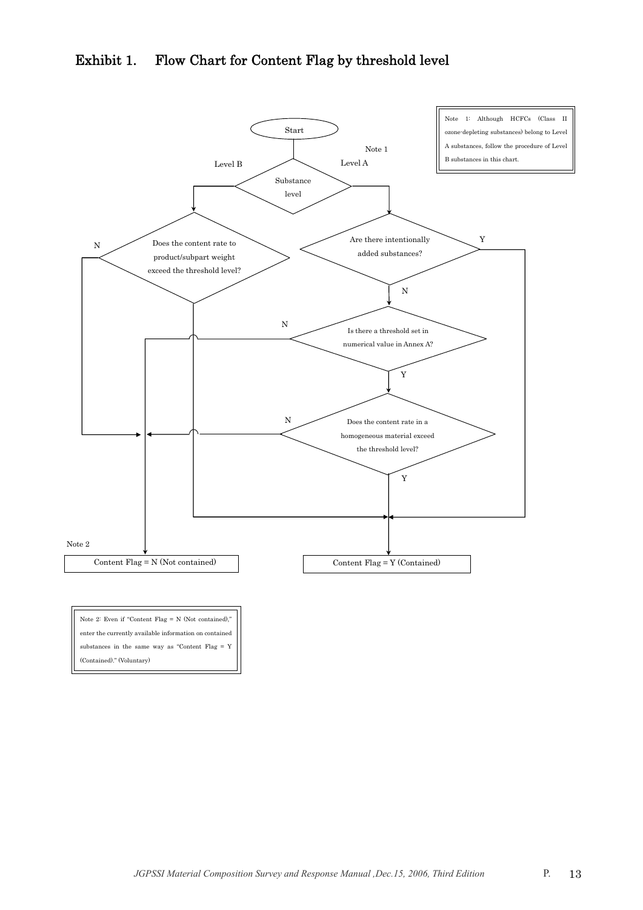## Exhibit 1. Flow Chart for Content Flag by threshold level

Start

Substance level

Level B

Level A

Note 1

Does the content rate to product/subpart weight exceed the threshold level?

Are there intentionally added substances?

Is there a threshold set in numerical value in Annex A?

Does the content rate in a homogeneous material exceed the threshold level?

Y

N

Note 2

Content Flag = N (Not contained)

Content Flag = Y (Contained)

Note 1: Although HCFCs (Class II ozone-depleting substances) belong to Level A substances, follow the procedure of Level B substances in this chart.

Note 2: Even if "Content Flag = N (Not contained)," enter the currently available information on contained substances in the same way as "Content Flag = Y (Contained)." (Voluntary)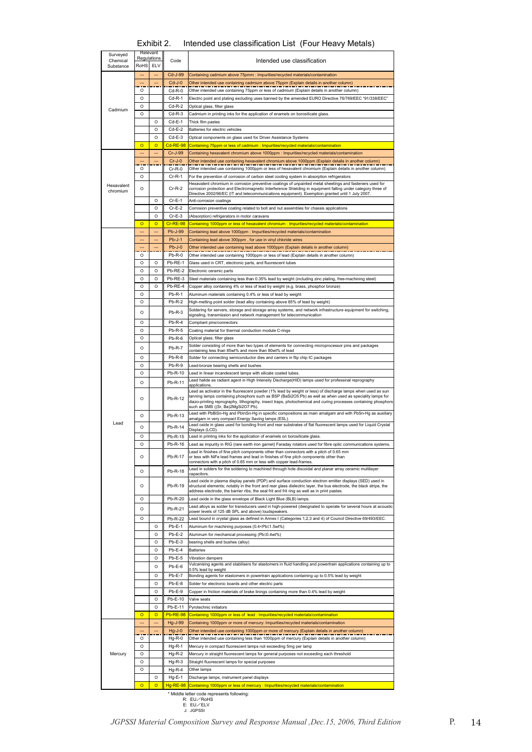# Exhibit 2.　Intended use classification List (Four Heavy Metals)

| Surveyed Chemical Substance | Relevant Regulations RoHS | Relevant Regulations ELV | Code | Intended use classification |
|---|---|---|---|---|
| Cadmium | --- | --- | Cd-J-99 | Containing cadmium above 75pmm : Impurities/recycled materials/contamination |
| | --- | --- | Cd-J-0 | Other intended use containing cadmium above 75ppm (Explain details in another column) |
| | O | | Cd-R-0 | Other intended use containing 75ppm or less of cadmium (Explain details in another column) |
| | O | | Cd-R-1 | Electric point and plating excluding uses banned by the amended EURO Directive 76/769/EEC "91/338/EEC" |
| | O | | Cd-R-2 | Optical glass, filter glass |
| | O | | Cd-R-3 | Cadmium in printing inks for the application of enamels on borosilicate glass. |
| | | O | Cd-E-1 | Thick film pastes |
| | | O | Cd-E-2 | Batteries for electric vehicles |
| | | O | Cd-E-3 | Optical components on glass used for Driver Assistance Systems |
| | O | O | Cd-RE-98 | Containing 75ppm or less of cadmium : Impurities/recycled materials/contamination |
| Hexavalent chromium | --- | --- | Cr-J-99 | Containing hexavalent chromium above 1000ppm : Impurities/recycled materials/contamination |
| | --- | --- | Cr-J-0 | Other intended use containing hexavalent chromium above 1000ppm (Explain details in another column) |
| | O | | Cr-R-0 | Other intended use containing 1000ppm or less of hexavalent chromium (Explain details in another column) |
| | O | | Cr-R-1 | For the prevention of corrosion of carbon steel cooling system in absorption refrigerators |
| | O | | Cr-R-2 | Hexavalent chromium in corrosion preventive coatings of unpainted metal sheetings and fasteners used for corrosion protection and Electromagnetic Interference Shielding in equipment falling under category three of Directive 2002/96/EC (IT and telecommunications equipment). Exemption granted until 1 July 2007. |
| | | O | Cr-E-1 | Anti-corrosion coatings |
| | | O | Cr-E-2 | Corrosion preventive coating related to bolt and nut assembles for chassis applications |
| | | O | Cr-E-3 | (Absorption) refrigerators in motor caravans |
| | O | O | Cr-RE-98 | Containing 1000ppm or less of hexavalent chromium : Impurities/recycled materials/contamination |
| Lead | --- | --- | Pb-J-99 | Containing lead above 1000ppm : Impurities/recycled materials/contamination |
| | --- | --- | Pb-J-1 | Containing lead above 300ppm , for use in vinyl chloride wires |
| | --- | --- | Pb-J-0 | Other intended use containing lead above 1000ppm (Explain details in another column) |
| | O | | Pb-R-0 | Other intended use containing 1000ppm or less of lead (Explain details in another column) |
| | O | O | Pb-RE-1 | Glass used in CRT, electronic parts, and fluorescent tubes |
| | O | O | Pb-RE-2 | Electronic ceramic parts |
| | O | O | Pb-RE-3 | Steel materials containing less than 0.35% lead by weight (including zinc plating, free-machining steel) |
| | O | O | Pb-RE-4 | Copper alloy containing 4% or less of lead by weight (e.g. brass, phosphor bronze) |
| | O | | Pb-R-1 | Aluminum materials containing 0.4% or less of lead by weight |
| | O | | Pb-R-2 | High-melting point solder (lead alloy containing above 85% of lead by weight) |
| | O | | Pb-R-3 | Soldering for servers, storage and storage array systems, and network infrastructure equipment for switching, signaling, transmission and network management for telecommunication |
| | O | | Pb-R-4 | Compliant pins/connectors |
| | O | | Pb-R-5 | Coating material for thermal conduction module C-rings |
| | O | | Pb-R-6 | Optical glass, filter glass |
| | O | | Pb-R-7 | Solder consisting of more than two types of elements for connecting microprocessor pins and packages containing less than 85wt% and more than 80wt% of lead |
| | O | | Pb-R-8 | Solder for connecting semiconductor dies and carriers in flip chip IC packages |
| | O | | Pb-R-9 | Lead-bronze bearing shells and bushes |
| | O | | Pb-R-10 | Lead in linear incandescent lamps with silicate coated tubes. |
| | O | | Pb-R-11 | Lead halide as radiant agent in High Intensity Discharge(HID) lamps used for professinal reprography applications. |
| | O | | Pb-R-12 | Lead as activator in the fluorescent powder (1% lead by weight or less) of discharge lamps when used as sun tanning lamps containing phosphors such as BSP (BaSi2O5:Pb) as well as when used as speciality lamps for diazo-printing reprography, lithography, insect traps, photochemical and curing processes containing phosphors such as SMS ((Sr, Ba)2MgSi2O7:Pb). |
| | O | | Pb-R-13 | Lead with PbBiSn-Hg and PbInSn-Hg in specific compositions as main amalgam and with PbSn-Hg as auxiliary amalgam in very compact Energy Saving lamps (ESL). |
| | O | | Pb-R-14 | Lead oxide in glass used for bonding front and rear substrates of flat fluorescent lamps used for Liquid Crystal Displays (LCD). |
| | O | | Pb-R-15 | Lead in printing inks for the application of enamels on borosilicate glass. |
| | O | | Pb-R-16 | Lead as impurity in RIG (rare earth iron garnet) Faraday rotators used for fibre optic communications systems. |
| | O | | Pb-R-17 | Lead in finishes of fine pitch components other than connectors with a pitch of 0.65 mm or less with NiFe lead frames and lead in finishes of fine pitch components other than connectors with a pitch of 0.65 mm or less with copper lead-frames. |
| | O | | Pb-R-18 | Lead in solders for the soldering to machined through hole discoidal and planar array ceramic multilayer capacitors. |
| | O | | Pb-R-19 | Lead oxide in plasma display panels (PDP) and surface conduction electron emitter displays (SED) used in structural elements; notably in the front and rear glass dielectric layer, the bus electrode, the black stripe, the address electrode, the barrier ribs, the seal frit and frit ring as well as in print pastes. |
| | O | | Pb-R-20 | Lead oxide in the glass envelope of Black Light Blue (BLB) lamps. |
| | O | | Pb-R-21 | Lead alloys as solder for transducers used in high-powered (designated to operate for several hours at acoustic power levels of 125 dB SPL and above) loudspeakers. |
| | O | | Pb-R-22 | Lead bound in crystal glass as defined in Annex I (Categories 1,2,3 and 4) of Council Directive 69/493/EEC. |
| | | O | Pb-E-1 | Aluminum for machining purposes (0.4<Pb≤1.5wt%) |
| | | O | Pb-E-2 | Aluminum for mechanical processing (Pb≤0.4wt%) |
| | | O | Pb-E-3 | bearing shells and bushes (alloy) |
| | | O | Pb-E-4 | Batteries |
| | | O | Pb-E-5 | Vibration dampers |
| | | O | Pb-E-6 | Vulcanising agents and stabilisers for elastomers in fluid handling and powertrain applications containing up to 0.5% lead by weight |
| | | O | Pb-E-7 | Bonding agents for elastomers in powertrain applications containing up to 0.5% lead by weight |
| | | O | Pb-E-8 | Solder for electronic boards and other electric parts |
| | | O | Pb-E-9 | Copper in friction materials of brake linings containing more than 0.4% lead by weight |
| | | O | Pb-E-10 | Valve seats |
| | | O | Pb-E-11 | Pyrotechnic initiators |
| | O | O | Pb-RE-98 | Containing 1000ppm or less of lead : Impurities/recycled materials/contamination |
| Mercury | --- | --- | Hg-J-99 | Containing 1000ppm or more of mercury: Impurities/recycled materials/contamination |
| | --- | --- | Hg-J-0 | Other intended use containing 1000ppm or more of mercury (Explain details in another column) |
| | O | | Hg-R-0 | Other intended use containing less than 1000ppm of mercury (Explain details in another column) |
| | O | | Hg-R-1 | Mercury in compact fluorescent lamps not exceeding 5mg per lamp |
| | O | | Hg-R-2 | Mercury in straight fluorescent lamps for general purposes not exceeding each threshold |
| | O | | Hg-R-3 | Straight fluorescent lamps for special purposes |
| | O | | Hg-R-4 | Other lamps |
| | | O | Hg-E-1 | Discharge lamps, instrument panel displays |
| | O | O | Hg-RE-98 | Containing 1000ppm or less of mercury : Impurities/recycled materials/contamination |

\* Middle letter code represents following:
R: EU／RoHS
E: EU／ELV
J: JGPSSI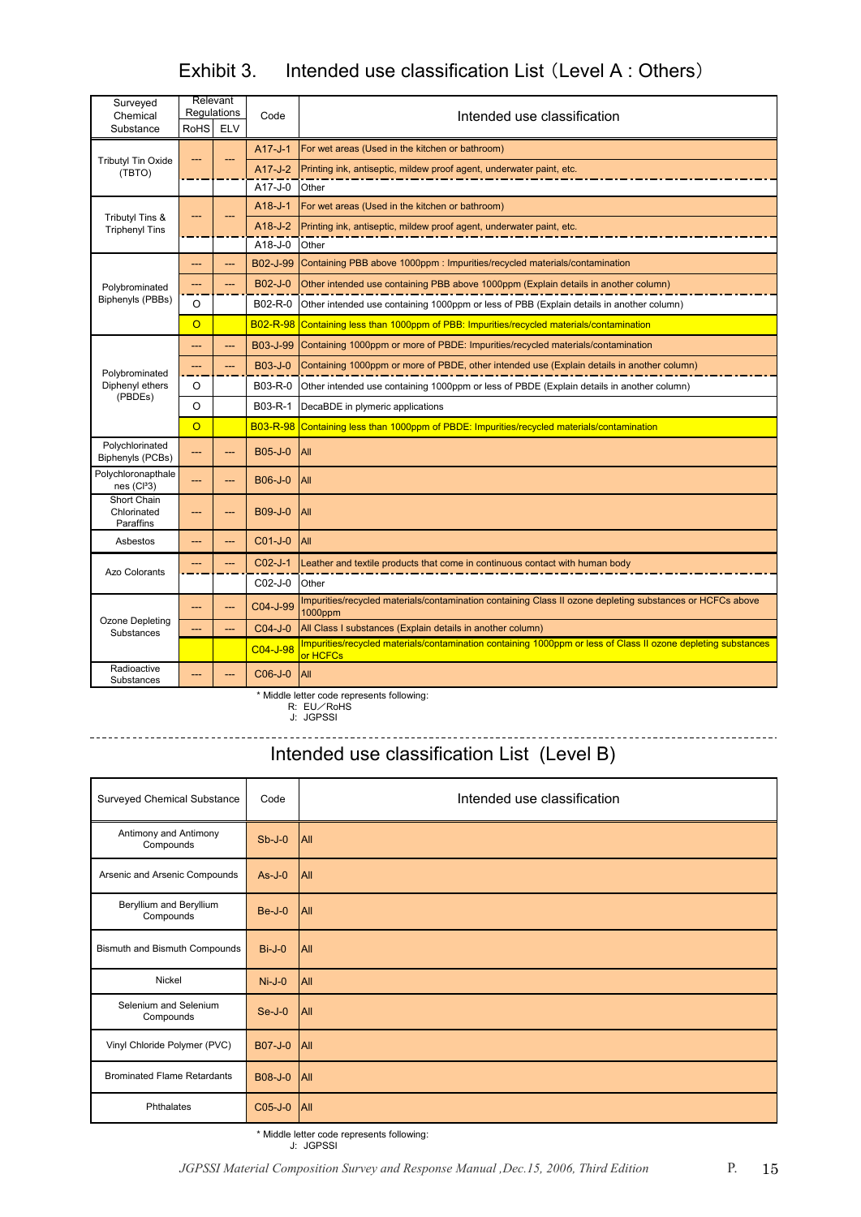# Exhibit 3. Intended use classification List（Level A : Others）

| Surveyed Chemical Substance | Relevant Regulations | | Code | Intended use classification |
|---|---|---|---|---|
| | RoHS | ELV | | |
| Tributyl Tin Oxide (TBTO) | --- | --- | A17-J-1 | For wet areas (Used in the kitchen or bathroom) |
| | | | A17-J-2 | Printing ink, antiseptic, mildew proof agent, underwater paint, etc. |
| | | | A17-J-0 | Other |
| Tributyl Tins & Triphenyl Tins | --- | --- | A18-J-1 | For wet areas (Used in the kitchen or bathroom) |
| | | | A18-J-2 | Printing ink, antiseptic, mildew proof agent, underwater paint, etc. |
| | | | A18-J-0 | Other |
| Polybrominated Biphenyls (PBBs) | --- | --- | B02-J-99 | Containing PBB above 1000ppm : Impurities/recycled materials/contamination |
| | --- | --- | B02-J-0 | Other intended use containing PBB above 1000ppm (Explain details in another column) |
| | O | | B02-R-0 | Other intended use containing 1000ppm or less of PBB (Explain details in another column) |
| | O | | B02-R-98 | Containing less than 1000ppm of PBB: Impurities/recycled materials/contamination |
| Polybrominated Diphenyl ethers (PBDEs) | --- | --- | B03-J-99 | Containing 1000ppm or more of PBDE: Impurities/recycled materials/contamination |
| | --- | --- | B03-J-0 | Containing 1000ppm or more of PBDE, other intended use (Explain details in another column) |
| | O | | B03-R-0 | Other intended use containing 1000ppm or less of PBDE (Explain details in another column) |
| | O | | B03-R-1 | DecaBDE in plymeric applications |
| | O | | B03-R-98 | Containing less than 1000ppm of PBDE: Impurities/recycled materials/contamination |
| Polychlorinated Biphenyls (PCBs) | --- | --- | B05-J-0 | All |
| Polychloronapthalenes (Cl³3) | --- | --- | B06-J-0 | All |
| Short Chain Chlorinated Paraffins | --- | --- | B09-J-0 | All |
| Asbestos | --- | --- | C01-J-0 | All |
| Azo Colorants | --- | --- | C02-J-1 | Leather and textile products that come in continuous contact with human body |
| | | | C02-J-0 | Other |
| Ozone Depleting Substances | --- | --- | C04-J-99 | Impurities/recycled materials/contamination containing Class II ozone depleting substances or HCFCs above 1000ppm |
| | --- | --- | C04-J-0 | All Class I substances (Explain details in another column) |
| | | | C04-J-98 | Impurities/recycled materials/contamination containing 1000ppm or less of Class II ozone depleting substances or HCFCs |
| Radioactive Substances | --- | --- | C06-J-0 | All |

\* Middle letter code represents following:
R: EU／RoHS
J: JGPSSI

# Intended use classification List (Level B)

| Surveyed Chemical Substance | Code | Intended use classification |
|---|---|---|
| Antimony and Antimony Compounds | Sb-J-0 | All |
| Arsenic and Arsenic Compounds | As-J-0 | All |
| Beryllium and Beryllium Compounds | Be-J-0 | All |
| Bismuth and Bismuth Compounds | Bi-J-0 | All |
| Nickel | Ni-J-0 | All |
| Selenium and Selenium Compounds | Se-J-0 | All |
| Vinyl Chloride Polymer (PVC) | B07-J-0 | All |
| Brominated Flame Retardants | B08-J-0 | All |
| Phthalates | C05-J-0 | All |

\* Middle letter code represents following:
J: JGPSSI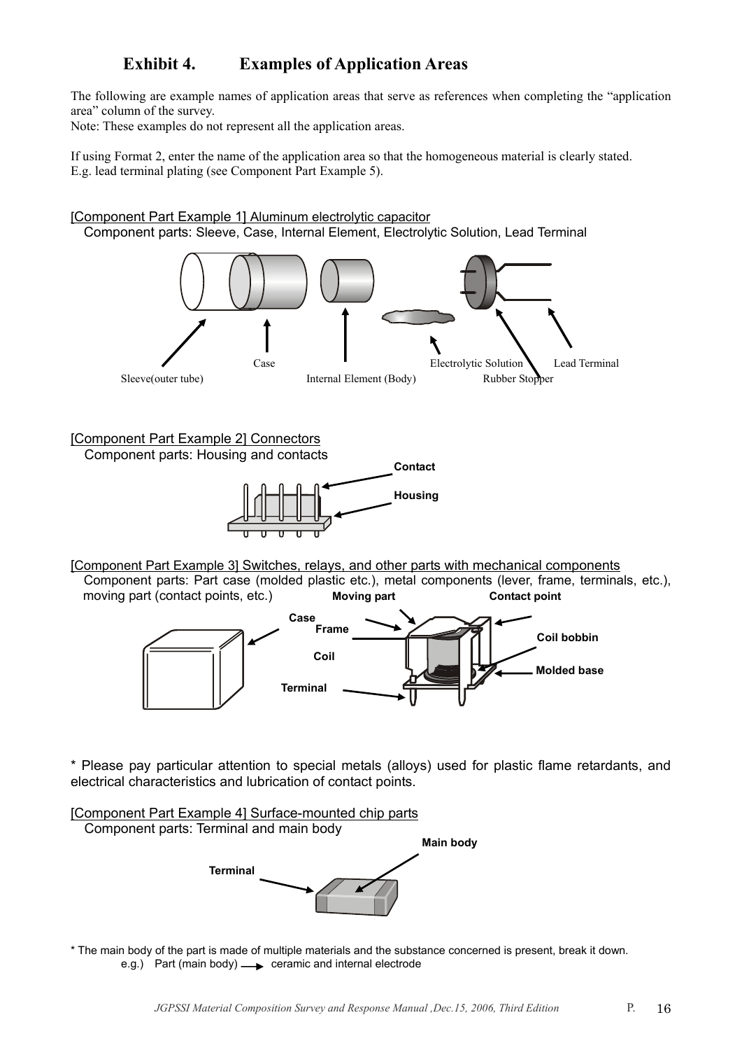# Exhibit 4. Examples of Application Areas

The following are example names of application areas that serve as references when completing the "application area" column of the survey.
Note: These examples do not represent all the application areas.

If using Format 2, enter the name of the application area so that the homogeneous material is clearly stated.
E.g. lead terminal plating (see Component Part Example 5).

[Component Part Example 1] Aluminum electrolytic capacitor

Component parts: Sleeve, Case, Internal Element, Electrolytic Solution, Lead Terminal

Sleeve(outer tube) Case Internal Element (Body) Electrolytic Solution Rubber Stopper Lead Terminal

[Component Part Example 2] Connectors

Component parts: Housing and contacts

Contact
Housing

[Component Part Example 3] Switches, relays, and other parts with mechanical components

Component parts: Part case (molded plastic etc.), metal components (lever, frame, terminals, etc.), moving part (contact points, etc.)

**Moving part** **Contact point** **Case** **Frame** **Coil bobbin** **Coil** **Molded base** **Terminal**

* Please pay particular attention to special metals (alloys) used for plastic flame retardants, and electrical characteristics and lubrication of contact points.

[Component Part Example 4] Surface-mounted chip parts

Component parts: Terminal and main body

**Main body**
**Terminal**

* The main body of the part is made of multiple materials and the substance concerned is present, break it down.
e.g.) Part (main body) → ceramic and internal electrode

*JGPSSI Material Composition Survey and Response Manual ,Dec.15, 2006, Third Edition*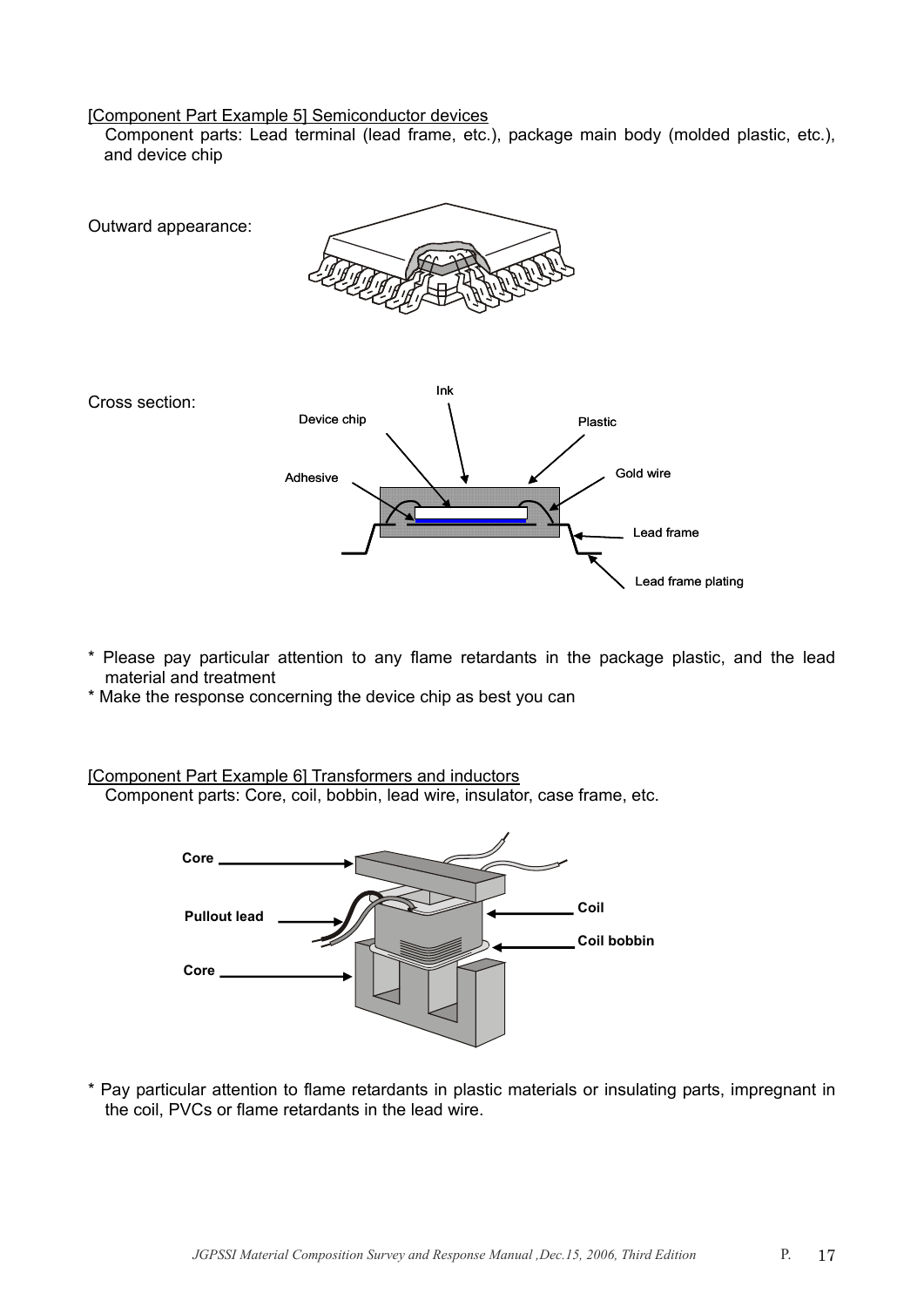[Component Part Example 5] Semiconductor devices

Component parts: Lead terminal (lead frame, etc.), package main body (molded plastic, etc.), and device chip

Outward appearance:

Cross section:

* Please pay particular attention to any flame retardants in the package plastic, and the lead material and treatment
* Make the response concerning the device chip as best you can

[Component Part Example 6] Transformers and inductors

Component parts: Core, coil, bobbin, lead wire, insulator, case frame, etc.

* Pay particular attention to flame retardants in plastic materials or insulating parts, impregnant in the coil, PVCs or flame retardants in the lead wire.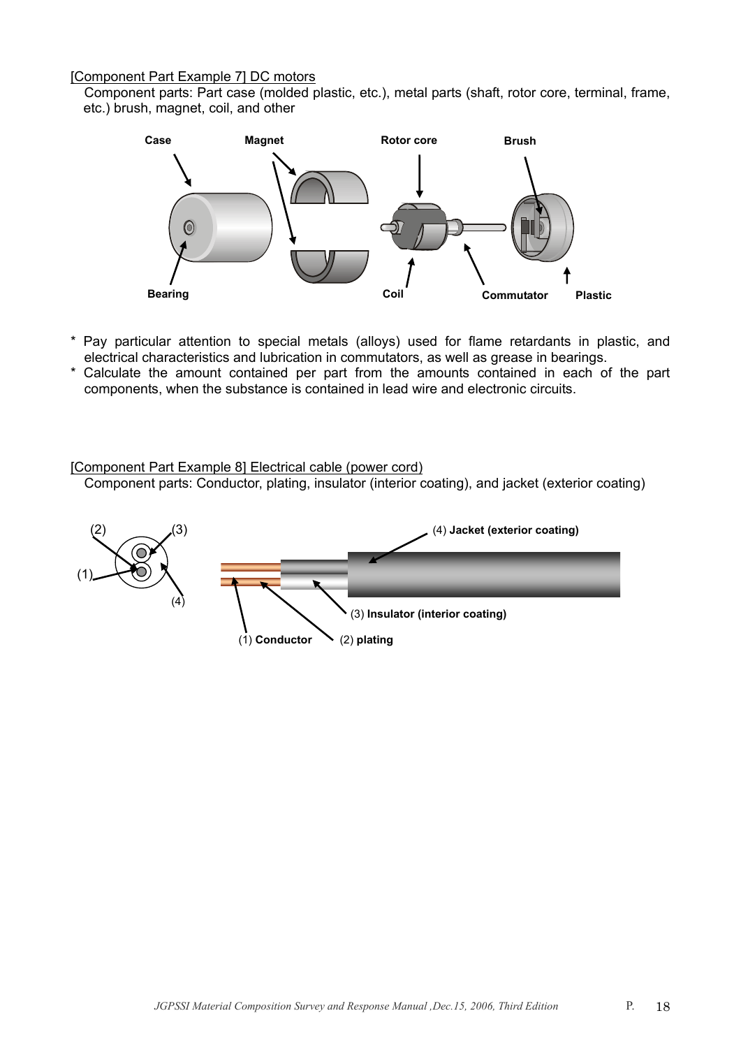[Component Part Example 7] DC motors

Component parts: Part case (molded plastic, etc.), metal parts (shaft, rotor core, terminal, frame, etc.) brush, magnet, coil, and other

* Pay particular attention to special metals (alloys) used for flame retardants in plastic, and electrical characteristics and lubrication in commutators, as well as grease in bearings.
* Calculate the amount contained per part from the amounts contained in each of the part components, when the substance is contained in lead wire and electronic circuits.

[Component Part Example 8] Electrical cable (power cord)

Component parts: Conductor, plating, insulator (interior coating), and jacket (exterior coating)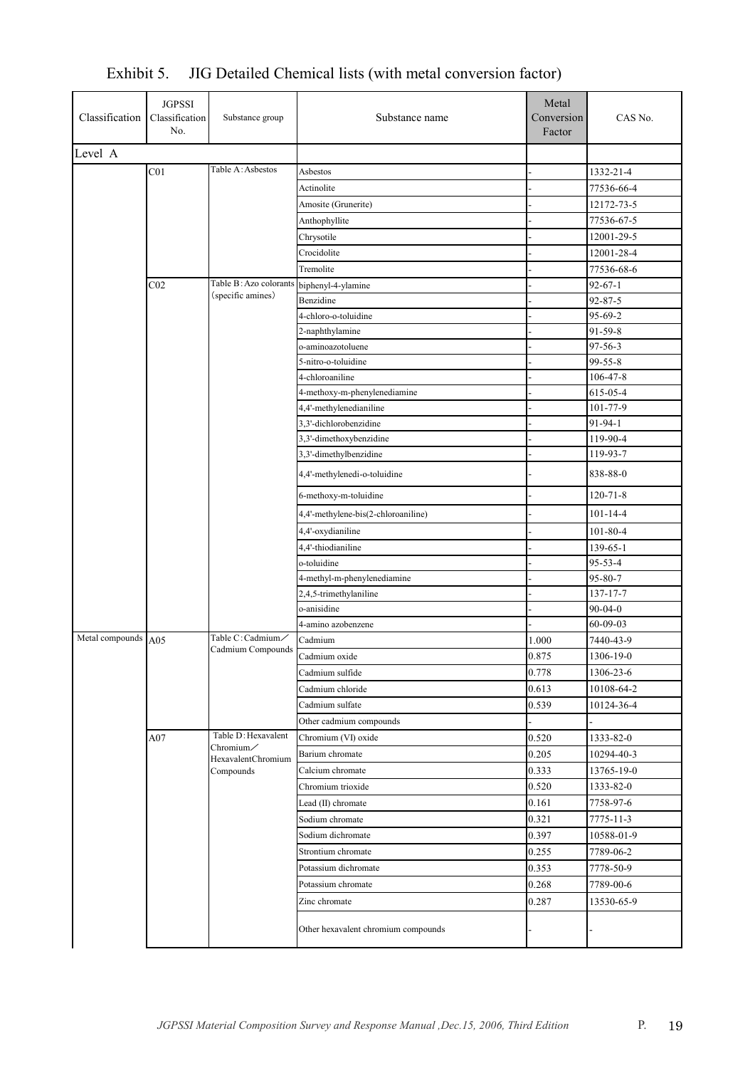# Exhibit 5. JIG Detailed Chemical lists (with metal conversion factor)

| Classification | JGPSSI Classification No. | Substance group | Substance name | Metal Conversion Factor | CAS No. |
|---|---|---|---|---|---|
| Level A | | | | | |
| | C01 | Table A: Asbestos | Asbestos | - | 1332-21-4 |
| | | | Actinolite | - | 77536-66-4 |
| | | | Amosite (Grunerite) | - | 12172-73-5 |
| | | | Anthophyllite | - | 77536-67-5 |
| | | | Chrysotile | - | 12001-29-5 |
| | | | Crocidolite | - | 12001-28-4 |
| | | | Tremolite | - | 77536-68-6 |
| | C02 | Table B: Azo colorants (specific amines) | biphenyl-4-ylamine | - | 92-67-1 |
| | | | Benzidine | - | 92-87-5 |
| | | | 4-chloro-o-toluidine | - | 95-69-2 |
| | | | 2-naphthylamine | - | 91-59-8 |
| | | | o-aminoazotoluene | - | 97-56-3 |
| | | | 5-nitro-o-toluidine | - | 99-55-8 |
| | | | 4-chloroaniline | - | 106-47-8 |
| | | | 4-methoxy-m-phenylenediamine | - | 615-05-4 |
| | | | 4,4'-methylenedianiline | - | 101-77-9 |
| | | | 3,3'-dichlorobenzidine | - | 91-94-1 |
| | | | 3,3'-dimethoxybenzidine | - | 119-90-4 |
| | | | 3,3'-dimethylbenzidine | - | 119-93-7 |
| | | | 4,4'-methylenedi-o-toluidine | - | 838-88-0 |
| | | | 6-methoxy-m-toluidine | - | 120-71-8 |
| | | | 4,4'-methylene-bis(2-chloroaniline) | - | 101-14-4 |
| | | | 4,4'-oxydianiline | - | 101-80-4 |
| | | | 4,4'-thiodianiline | - | 139-65-1 |
| | | | o-toluidine | - | 95-53-4 |
| | | | 4-methyl-m-phenylenediamine | - | 95-80-7 |
| | | | 2,4,5-trimethylaniline | - | 137-17-7 |
| | | | o-anisidine | - | 90-04-0 |
| | | | 4-amino azobenzene | - | 60-09-03 |
| Metal compounds | A05 | Table C: Cadmium／Cadmium Compounds | Cadmium | 1.000 | 7440-43-9 |
| | | | Cadmium oxide | 0.875 | 1306-19-0 |
| | | | Cadmium sulfide | 0.778 | 1306-23-6 |
| | | | Cadmium chloride | 0.613 | 10108-64-2 |
| | | | Cadmium sulfate | 0.539 | 10124-36-4 |
| | | | Other cadmium compounds | - | - |
| | A07 | Table D: Hexavalent Chromium／HexavalentChromium Compounds | Chromium (VI) oxide | 0.520 | 1333-82-0 |
| | | | Barium chromate | 0.205 | 10294-40-3 |
| | | | Calcium chromate | 0.333 | 13765-19-0 |
| | | | Chromium trioxide | 0.520 | 1333-82-0 |
| | | | Lead (II) chromate | 0.161 | 7758-97-6 |
| | | | Sodium chromate | 0.321 | 7775-11-3 |
| | | | Sodium dichromate | 0.397 | 10588-01-9 |
| | | | Strontium chromate | 0.255 | 7789-06-2 |
| | | | Potassium dichromate | 0.353 | 7778-50-9 |
| | | | Potassium chromate | 0.268 | 7789-00-6 |
| | | | Zinc chromate | 0.287 | 13530-65-9 |
| | | | Other hexavalent chromium compounds | - | - |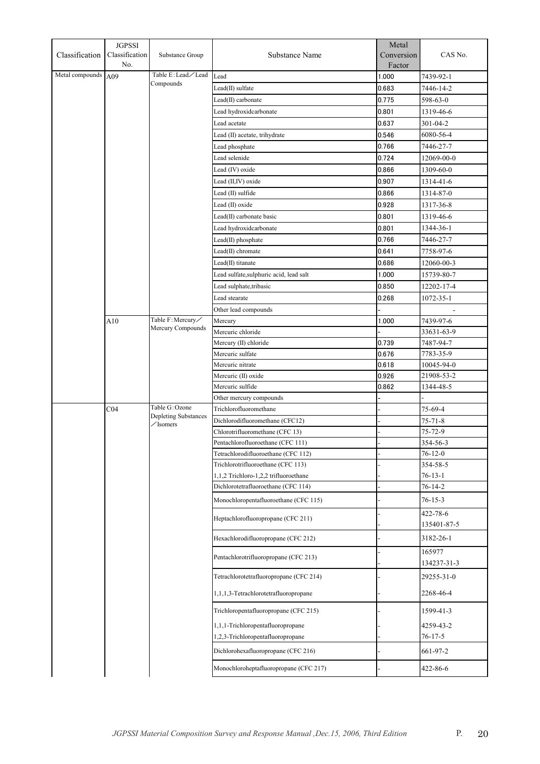| Classification | JGPSSI Classification No. | Substance Group | Substance Name | Metal Conversion Factor | CAS No. |
|---|---|---|---|---|---|
| Metal compounds | A09 | Table E：Lead／Lead Compounds | Lead | 1.000 | 7439-92-1 |
| | | | Lead(II) sulfate | 0.683 | 7446-14-2 |
| | | | Lead(II) carbonate | 0.775 | 598-63-0 |
| | | | Lead hydroxidcarbonate | 0.801 | 1319-46-6 |
| | | | Lead acetate | 0.637 | 301-04-2 |
| | | | Lead (II) acetate, trihydrate | 0.546 | 6080-56-4 |
| | | | Lead phosphate | 0.766 | 7446-27-7 |
| | | | Lead selenide | 0.724 | 12069-00-0 |
| | | | Lead (IV) oxide | 0.866 | 1309-60-0 |
| | | | Lead (II,IV) oxide | 0.907 | 1314-41-6 |
| | | | Lead (II) sulfide | 0.866 | 1314-87-0 |
| | | | Lead (II) oxide | 0.928 | 1317-36-8 |
| | | | Lead(II) carbonate basic | 0.801 | 1319-46-6 |
| | | | Lead hydroxidcarbonate | 0.801 | 1344-36-1 |
| | | | Lead(II) phosphate | 0.766 | 7446-27-7 |
| | | | Lead(II) chromate | 0.641 | 7758-97-6 |
| | | | Lead(II) titanate | 0.686 | 12060-00-3 |
| | | | Lead sulfate,sulphuric acid, lead salt | 1.000 | 15739-80-7 |
| | | | Lead sulphate,tribasic | 0.850 | 12202-17-4 |
| | | | Lead stearate | 0.268 | 1072-35-1 |
| | | | Other lead compounds | - | - |
| | A10 | Table F：Mercury／Mercury Compounds | Mercury | 1.000 | 7439-97-6 |
| | | | Mercuric chloride | - | 33631-63-9 |
| | | | Mercury (II) chloride | 0.739 | 7487-94-7 |
| | | | Mercuric sulfate | 0.676 | 7783-35-9 |
| | | | Mercuric nitrate | 0.618 | 10045-94-0 |
| | | | Mercuric (II) oxide | 0.926 | 21908-53-2 |
| | | | Mercuric sulfide | 0.862 | 1344-48-5 |
| | | | Other mercury compounds | - | - |
| | C04 | Table G：Ozone Depleting Substances／Isomers | Trichlorofluoromethane | - | 75-69-4 |
| | | | Dichlorodifluoromethane (CFC12) | - | 75-71-8 |
| | | | Chlorotrifluoromethane (CFC 13) | - | 75-72-9 |
| | | | Pentachlorofluoroethane (CFC 111) | - | 354-56-3 |
| | | | Tetrachlorodifluoroethane (CFC 112) | - | 76-12-0 |
| | | | Trichlorotrifluoroethane (CFC 113) | - | 354-58-5 |
| | | | 1,1,2 Trichloro-1,2,2 trifluoroethane | - | 76-13-1 |
| | | | Dichlorotetrafluoroethane (CFC 114) | - | 76-14-2 |
| | | | Monochloropentafluoroethane (CFC 115) | - | 76-15-3 |
| | | | Heptachlorofluoropropane (CFC 211) | - | 422-78-6 |
| | | | | - | 135401-87-5 |
| | | | Hexachlorodifluoropropane (CFC 212) | - | 3182-26-1 |
| | | | Pentachlorotrifluoropropane (CFC 213) | - | 165977 |
| | | | | - | 134237-31-3 |
| | | | Tetrachlorotetrafluoropropane (CFC 214) | - | 29255-31-0 |
| | | | 1,1,1,3-Tetrachlorotetrafluoropropane | - | 2268-46-4 |
| | | | Trichloropentafluoropropane (CFC 215) | - | 1599-41-3 |
| | | | 1,1,1-Trichloropentafluoropropane | - | 4259-43-2 |
| | | | 1,2,3-Trichloropentafluoropropane | - | 76-17-5 |
| | | | Dichlorohexafluoropropane (CFC 216) | - | 661-97-2 |
| | | | Monochloroheptafluoropropane (CFC 217) | - | 422-86-6 |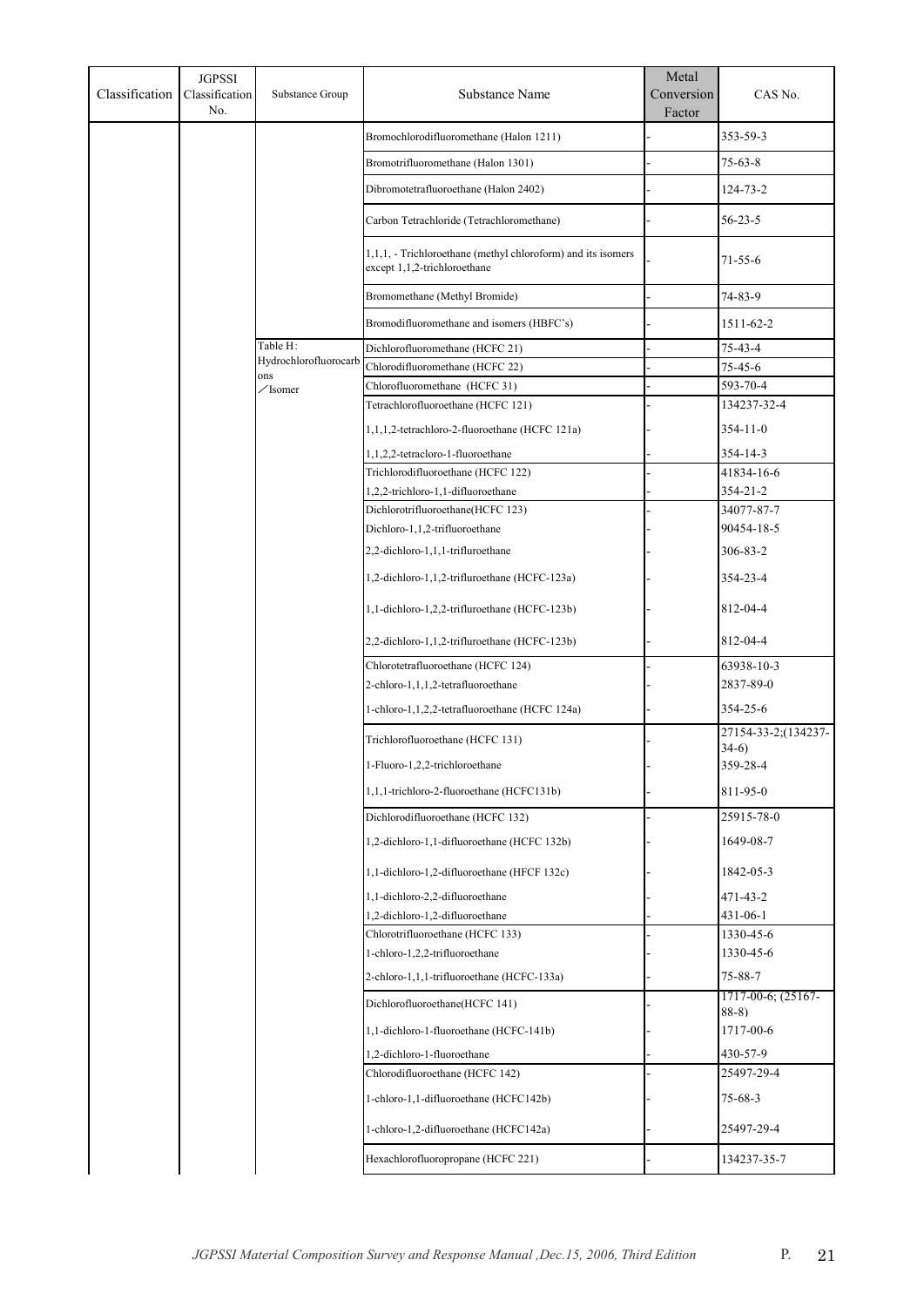| Classification | JGPSSI Classification No. | Substance Group | Substance Name | Metal Conversion Factor | CAS No. |
|---|---|---|---|---|---|
| | | | Bromochlorodifluoromethane (Halon 1211) | - | 353-59-3 |
| | | | Bromotrifluoromethane (Halon 1301) | - | 75-63-8 |
| | | | Dibromotetrafluoroethane (Halon 2402) | - | 124-73-2 |
| | | | Carbon Tetrachloride (Tetrachloromethane) | - | 56-23-5 |
| | | | 1,1,1, - Trichloroethane (methyl chloroform) and its isomers except 1,1,2-trichloroethane | - | 71-55-6 |
| | | | Bromomethane (Methyl Bromide) | - | 74-83-9 |
| | | | Bromodifluoromethane and isomers (HBFC's) | - | 1511-62-2 |
| | | Table H: Hydrochlorofluorocarbons ／Isomer | Dichlorofluoromethane (HCFC 21) | - | 75-43-4 |
| | | | Chlorodifluoromethane (HCFC 22) | - | 75-45-6 |
| | | | Chlorofluoromethane (HCFC 31) | - | 593-70-4 |
| | | | Tetrachlorofluoroethane (HCFC 121) | - | 134237-32-4 |
| | | | 1,1,1,2-tetrachloro-2-fluoroethane (HCFC 121a) | - | 354-11-0 |
| | | | 1,1,2,2-tetracloro-1-fluoroethane | - | 354-14-3 |
| | | | Trichlorodifluoroethane (HCFC 122) | - | 41834-16-6 |
| | | | 1,2,2-trichloro-1,1-difluoroethane | - | 354-21-2 |
| | | | Dichlorotrifluoroethane(HCFC 123) | - | 34077-87-7 |
| | | | Dichloro-1,1,2-trifluoroethane | - | 90454-18-5 |
| | | | 2,2-dichloro-1,1,1-trifluroethane | - | 306-83-2 |
| | | | 1,2-dichloro-1,1,2-trifluroethane (HCFC-123a) | - | 354-23-4 |
| | | | 1,1-dichloro-1,2,2-trifluroethane (HCFC-123b) | - | 812-04-4 |
| | | | 2,2-dichloro-1,1,2-trifluroethane (HCFC-123b) | - | 812-04-4 |
| | | | Chlorotetrafluoroethane (HCFC 124) | - | 63938-10-3 |
| | | | 2-chloro-1,1,1,2-tetrafluoroethane | - | 2837-89-0 |
| | | | 1-chloro-1,1,2,2-tetrafluoroethane (HCFC 124a) | - | 354-25-6 |
| | | | Trichlorofluoroethane (HCFC 131) | - | 27154-33-2;(134237-34-6) |
| | | | 1-Fluoro-1,2,2-trichloroethane | - | 359-28-4 |
| | | | 1,1,1-trichloro-2-fluoroethane (HCFC131b) | - | 811-95-0 |
| | | | Dichlorodifluoroethane (HCFC 132) | - | 25915-78-0 |
| | | | 1,2-dichloro-1,1-difluoroethane (HCFC 132b) | - | 1649-08-7 |
| | | | 1,1-dichloro-1,2-difluoroethane (HFCC 132c) | - | 1842-05-3 |
| | | | 1,1-dichloro-2,2-difluoroethane | - | 471-43-2 |
| | | | 1,2-dichloro-1,2-difluoroethane | - | 431-06-1 |
| | | | Chlorotrifluoroethane (HCFC 133) | - | 1330-45-6 |
| | | | 1-chloro-1,2,2-trifluoroethane | - | 1330-45-6 |
| | | | 2-chloro-1,1,1-trifluoroethane (HCFC-133a) | - | 75-88-7 |
| | | | Dichlorofluoroethane(HCFC 141) | - | 1717-00-6; (25167-88-8) |
| | | | 1,1-dichloro-1-fluoroethane (HCFC-141b) | - | 1717-00-6 |
| | | | 1,2-dichloro-1-fluoroethane | - | 430-57-9 |
| | | | Chlorodifluoroethane (HCFC 142) | - | 25497-29-4 |
| | | | 1-chloro-1,1-difluoroethane (HCFC142b) | - | 75-68-3 |
| | | | 1-chloro-1,2-difluoroethane (HCFC142a) | - | 25497-29-4 |
| | | | Hexachlorofluoropropane (HCFC 221) | - | 134237-35-7 |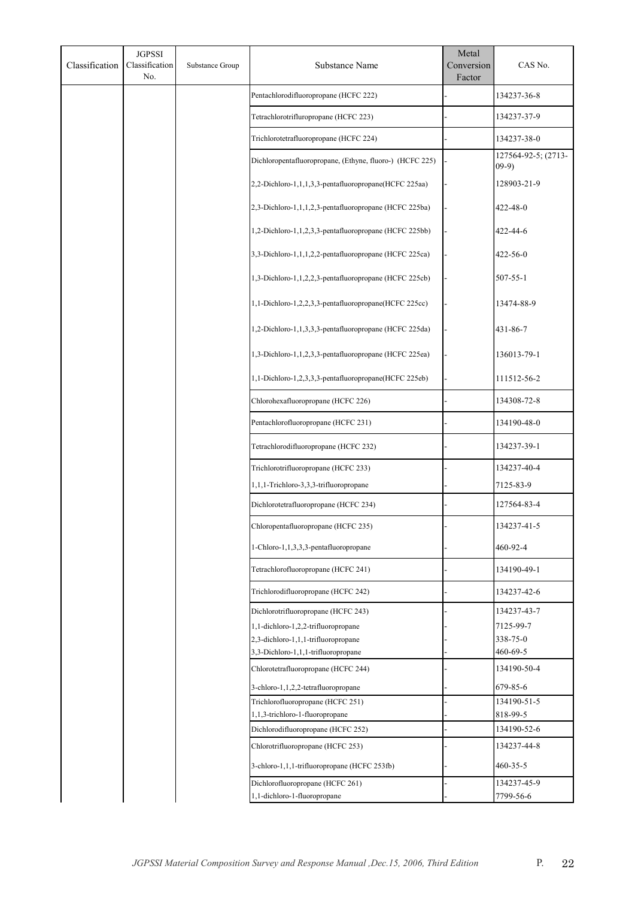| Classification | JGPSSI Classification No. | Substance Group | Substance Name | Metal Conversion Factor | CAS No. |
|---|---|---|---|---|---|
| | | | Pentachlorodifluoropropane (HCFC 222) | - | 134237-36-8 |
| | | | Tetrachlorotrifluropropane (HCFC 223) | - | 134237-37-9 |
| | | | Trichlorotetrafluoropropane (HCFC 224) | - | 134237-38-0 |
| | | | Dichloropentafluoropropane, (Ethyne, fluoro-) (HCFC 225) | - | 127564-92-5; (2713-09-9) |
| | | | 2,2-Dichloro-1,1,1,3,3-pentafluoropropane(HCFC 225aa) | - | 128903-21-9 |
| | | | 2,3-Dichloro-1,1,1,2,3-pentafluoropropane (HCFC 225ba) | - | 422-48-0 |
| | | | 1,2-Dichloro-1,1,2,3,3-pentafluoropropane (HCFC 225bb) | - | 422-44-6 |
| | | | 3,3-Dichloro-1,1,1,2,2-pentafluoropropane (HCFC 225ca) | - | 422-56-0 |
| | | | 1,3-Dichloro-1,1,2,2,3-pentafluoropropane (HCFC 225cb) | - | 507-55-1 |
| | | | 1,1-Dichloro-1,2,2,3,3-pentafluoropropane(HCFC 225cc) | - | 13474-88-9 |
| | | | 1,2-Dichloro-1,1,3,3,3-pentafluoropropane (HCFC 225da) | - | 431-86-7 |
| | | | 1,3-Dichloro-1,1,2,3,3-pentafluoropropane (HCFC 225ea) | - | 136013-79-1 |
| | | | 1,1-Dichloro-1,2,3,3,3-pentafluoropropane(HCFC 225eb) | - | 111512-56-2 |
| | | | Chlorohexafluoropropane (HCFC 226) | - | 134308-72-8 |
| | | | Pentachlorofluoropropane (HCFC 231) | - | 134190-48-0 |
| | | | Tetrachlorodifluoropropane (HCFC 232) | - | 134237-39-1 |
| | | | Trichlorotrifluoropropane (HCFC 233) | - | 134237-40-4 |
| | | | 1,1,1-Trichloro-3,3,3-trifluoropropane | - | 7125-83-9 |
| | | | Dichlorotetrafluoropropane (HCFC 234) | - | 127564-83-4 |
| | | | Chloropentafluoropropane (HCFC 235) | - | 134237-41-5 |
| | | | 1-Chloro-1,1,3,3,3-pentafluoropropane | - | 460-92-4 |
| | | | Tetrachlorofluoropropane (HCFC 241) | - | 134190-49-1 |
| | | | Trichlorodifluoropropane (HCFC 242) | - | 134237-42-6 |
| | | | Dichlorotrifluoropropane (HCFC 243) | - | 134237-43-7 |
| | | | 1,1-dichloro-1,2,2-trifluoropropane | - | 7125-99-7 |
| | | | 2,3-dichloro-1,1,1-trifluoropropane | - | 338-75-0 |
| | | | 3,3-Dichloro-1,1,1-trifluoropropane | - | 460-69-5 |
| | | | Chlorotetrafluoropropane (HCFC 244) | - | 134190-50-4 |
| | | | 3-chloro-1,1,2,2-tetrafluoropropane | - | 679-85-6 |
| | | | Trichlorofluoropropane (HCFC 251) | - | 134190-51-5 |
| | | | 1,1,3-trichloro-1-fluoropropane | - | 818-99-5 |
| | | | Dichlorodifluoropropane (HCFC 252) | - | 134190-52-6 |
| | | | Chlorotrifluoropropane (HCFC 253) | - | 134237-44-8 |
| | | | 3-chloro-1,1,1-trifluoropropane (HCFC 253fb) | - | 460-35-5 |
| | | | Dichlorofluoropropane (HCFC 261) | - | 134237-45-9 |
| | | | 1,1-dichloro-1-fluoropropane | - | 7799-56-6 |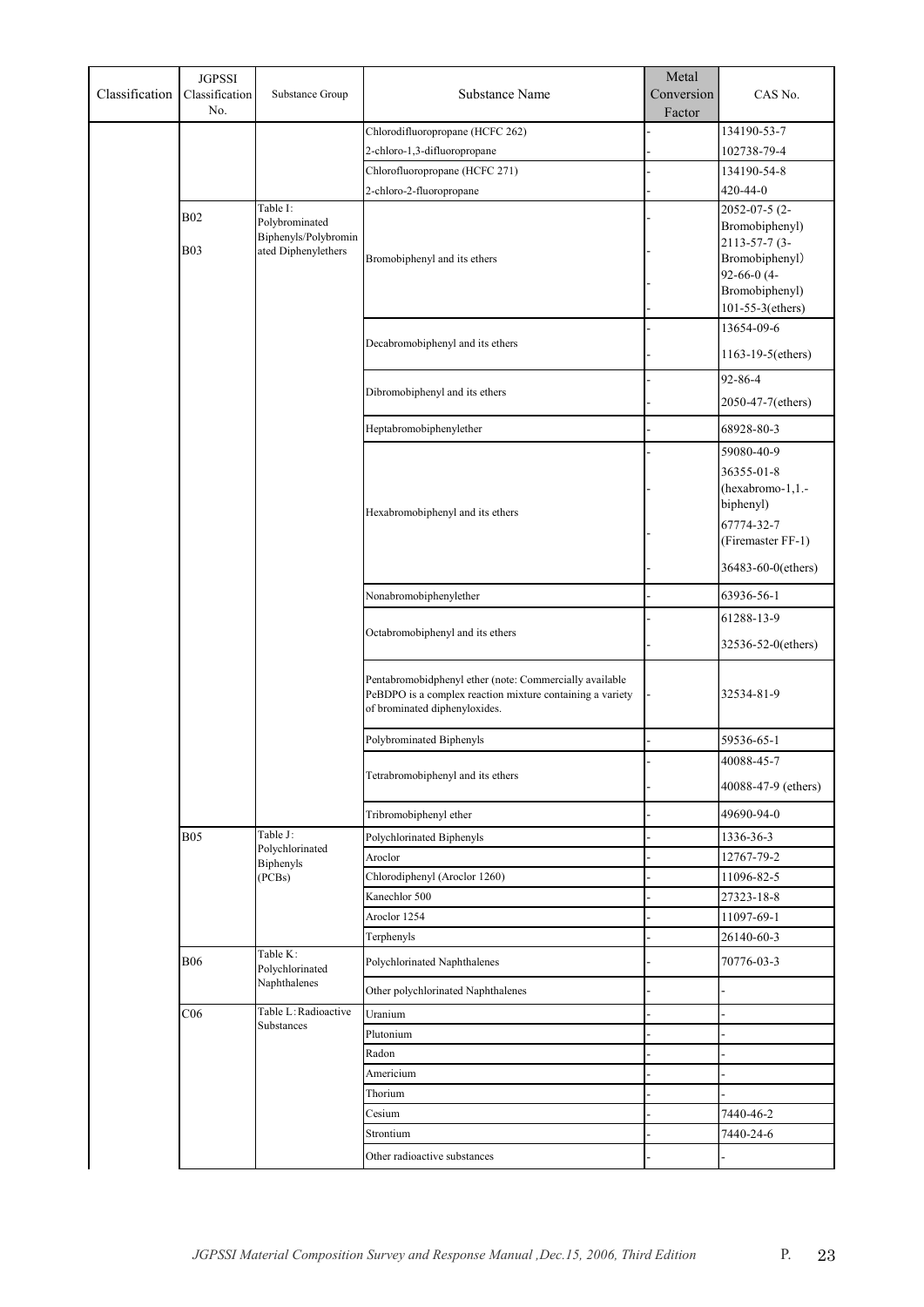| Classification | JGPSSI Classification No. | Substance Group | Substance Name | Metal Conversion Factor | CAS No. |
|---|---|---|---|---|---|
| | | | Chlorodifluoropropane (HCFC 262) | - | 134190-53-7 |
| | | | 2-chloro-1,3-difluoropropane | - | 102738-79-4 |
| | | | Chlorofluoropropane (HCFC 271) | - | 134190-54-8 |
| | | | 2-chloro-2-fluoropropane | - | 420-44-0 |
| | B02<br>B03 | Table I: Polybrominated Biphenyls/Polybrominated Diphenylethers | Bromobiphenyl and its ethers | - | 2052-07-5 (2-Bromobiphenyl) |
| | | | | - | 2113-57-7 (3-Bromobiphenyl) |
| | | | | - | 92-66-0 (4-Bromobiphenyl) |
| | | | | - | 101-55-3(ethers) |
| | | | Decabromobiphenyl and its ethers | - | 13654-09-6 |
| | | | | - | 1163-19-5(ethers) |
| | | | Dibromobiphenyl and its ethers | - | 92-86-4 |
| | | | | - | 2050-47-7(ethers) |
| | | | Heptabromobiphenylether | - | 68928-80-3 |
| | | | Hexabromobiphenyl and its ethers | - | 59080-40-9 |
| | | | | - | 36355-01-8 (hexabromo-1,1.-biphenyl) |
| | | | | - | 67774-32-7 (Firemaster FF-1) |
| | | | | - | 36483-60-0(ethers) |
| | | | Nonabromobiphenylether | - | 63936-56-1 |
| | | | Octabromobiphenyl and its ethers | - | 61288-13-9 |
| | | | | - | 32536-52-0(ethers) |
| | | | Pentabromobidphenyl ether (note: Commercially available PeBDPO is a complex reaction mixture containing a variety of brominated diphenyloxides. | - | 32534-81-9 |
| | | | Polybrominated Biphenyls | - | 59536-65-1 |
| | | | Tetrabromobiphenyl and its ethers | - | 40088-45-7 |
| | | | | - | 40088-47-9 (ethers) |
| | | | Tribromobiphenyl ether | - | 49690-94-0 |
| | B05 | Table J: Polychlorinated Biphenyls (PCBs) | Polychlorinated Biphenyls | - | 1336-36-3 |
| | | | Aroclor | - | 12767-79-2 |
| | | | Chlorodiphenyl (Aroclor 1260) | - | 11096-82-5 |
| | | | Kanechlor 500 | - | 27323-18-8 |
| | | | Aroclor 1254 | - | 11097-69-1 |
| | | | Terphenyls | - | 26140-60-3 |
| | B06 | Table K: Polychlorinated Naphthalenes | Polychlorinated Naphthalenes | - | 70776-03-3 |
| | | | Other polychlorinated Naphthalenes | - | - |
| | C06 | Table L: Radioactive Substances | Uranium | - | - |
| | | | Plutonium | - | - |
| | | | Radon | - | - |
| | | | Americium | - | - |
| | | | Thorium | - | - |
| | | | Cesium | - | 7440-46-2 |
| | | | Strontium | - | 7440-24-6 |
| | | | Other radioactive substances | - | - |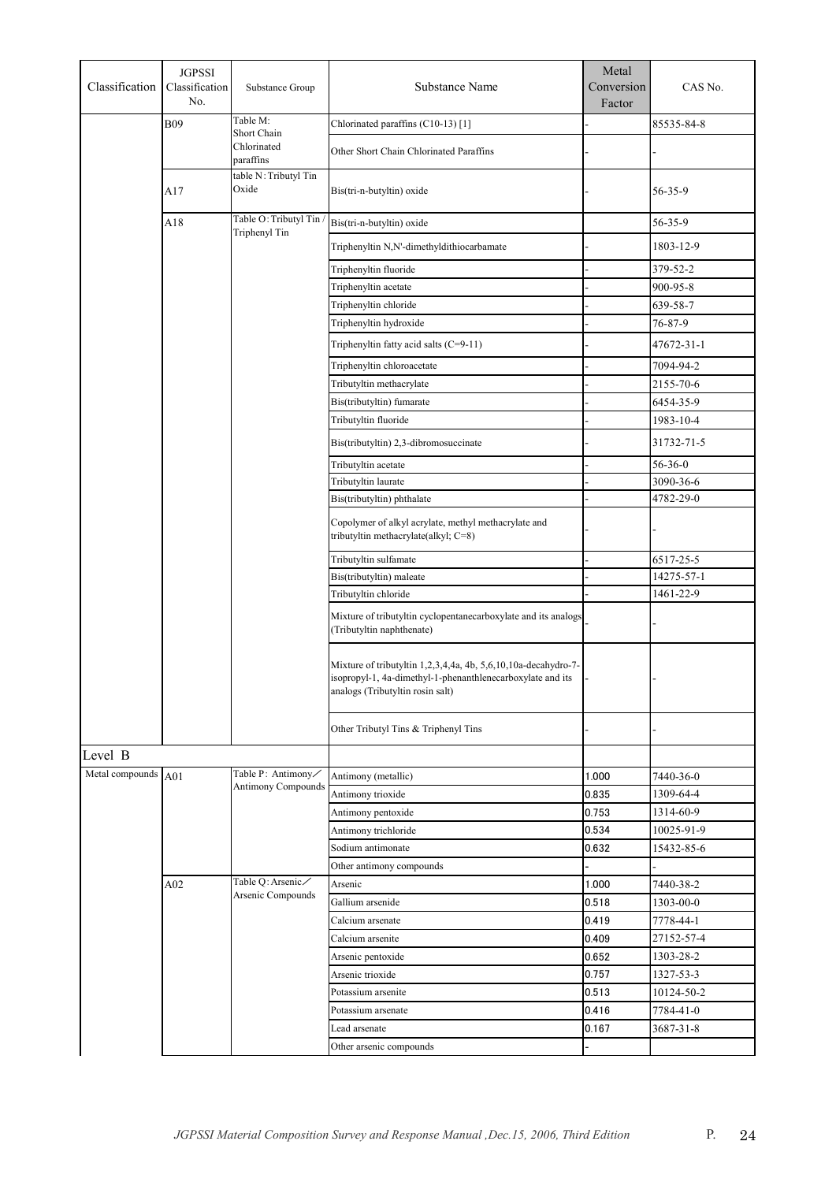| Classification | JGPSSI Classification No. | Substance Group | Substance Name | Metal Conversion Factor | CAS No. |
|---|---|---|---|---|---|
| | B09 | Table M: Short Chain Chlorinated paraffins | Chlorinated paraffins (C10-13) [1] | - | 85535-84-8 |
| | | | Other Short Chain Chlorinated Paraffins | - | - |
| | A17 | table N: Tributyl Tin Oxide | Bis(tri-n-butyltin) oxide | - | 56-35-9 |
| | A18 | Table O: Tributyl Tin / Triphenyl Tin | Bis(tri-n-butyltin) oxide | | 56-35-9 |
| | | | Triphenyltin N,N'-dimethyldithiocarbamate | - | 1803-12-9 |
| | | | Triphenyltin fluoride | - | 379-52-2 |
| | | | Triphenyltin acetate | - | 900-95-8 |
| | | | Triphenyltin chloride | - | 639-58-7 |
| | | | Triphenyltin hydroxide | - | 76-87-9 |
| | | | Triphenyltin fatty acid salts (C=9-11) | - | 47672-31-1 |
| | | | Triphenyltin chloroacetate | - | 7094-94-2 |
| | | | Tributyltin methacrylate | - | 2155-70-6 |
| | | | Bis(tributyltin) fumarate | - | 6454-35-9 |
| | | | Tributyltin fluoride | - | 1983-10-4 |
| | | | Bis(tributyltin) 2,3-dibromosuccinate | - | 31732-71-5 |
| | | | Tributyltin acetate | - | 56-36-0 |
| | | | Tributyltin laurate | - | 3090-36-6 |
| | | | Bis(tributyltin) phthalate | - | 4782-29-0 |
| | | | Copolymer of alkyl acrylate, methyl methacrylate and tributyltin methacrylate(alkyl; C=8) | - | - |
| | | | Tributyltin sulfamate | - | 6517-25-5 |
| | | | Bis(tributyltin) maleate | - | 14275-57-1 |
| | | | Tributyltin chloride | - | 1461-22-9 |
| | | | Mixture of tributyltin cyclopentanecarboxylate and its analogs (Tributyltin naphthenate) | - | - |
| | | | Mixture of tributyltin 1,2,3,4,4a, 4b, 5,6,10,10a-decahydro-7-isopropyl-1, 4a-dimethyl-1-phenanthlenecarboxylate and its analogs (Tributyltin rosin salt) | - | - |
| | | | Other Tributyl Tins & Triphenyl Tins | - | - |
| Level B | | | | | |
| Metal compounds | A01 | Table P: Antimony／Antimony Compounds | Antimony (metallic) | 1.000 | 7440-36-0 |
| | | | Antimony trioxide | 0.835 | 1309-64-4 |
| | | | Antimony pentoxide | 0.753 | 1314-60-9 |
| | | | Antimony trichloride | 0.534 | 10025-91-9 |
| | | | Sodium antimonate | 0.632 | 15432-85-6 |
| | | | Other antimony compounds | - | - |
| | A02 | Table Q: Arsenic／Arsenic Compounds | Arsenic | 1.000 | 7440-38-2 |
| | | | Gallium arsenide | 0.518 | 1303-00-0 |
| | | | Calcium arsenate | 0.419 | 7778-44-1 |
| | | | Calcium arsenite | 0.409 | 27152-57-4 |
| | | | Arsenic pentoxide | 0.652 | 1303-28-2 |
| | | | Arsenic trioxide | 0.757 | 1327-53-3 |
| | | | Potassium arsenite | 0.513 | 10124-50-2 |
| | | | Potassium arsenate | 0.416 | 7784-41-0 |
| | | | Lead arsenate | 0.167 | 3687-31-8 |
| | | | Other arsenic compounds | - | |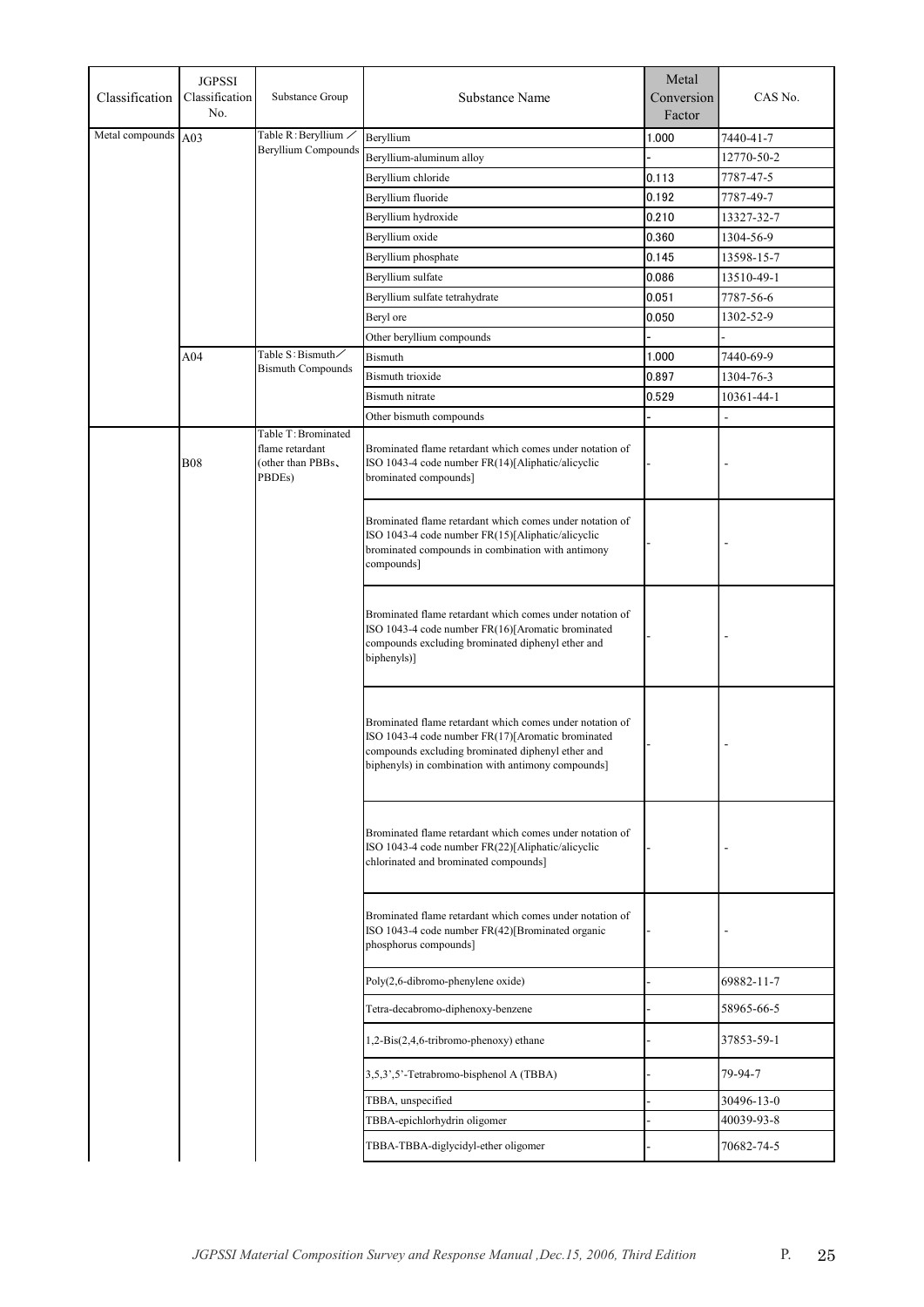| Classification | JGPSSI Classification No. | Substance Group | Substance Name | Metal Conversion Factor | CAS No. |
|---|---|---|---|---|---|
| Metal compounds | A03 | Table R：Beryllium／Beryllium Compounds | Beryllium | 1.000 | 7440-41-7 |
| | | | Beryllium-aluminum alloy | - | 12770-50-2 |
| | | | Beryllium chloride | 0.113 | 7787-47-5 |
| | | | Beryllium fluoride | 0.192 | 7787-49-7 |
| | | | Beryllium hydroxide | 0.210 | 13327-32-7 |
| | | | Beryllium oxide | 0.360 | 1304-56-9 |
| | | | Beryllium phosphate | 0.145 | 13598-15-7 |
| | | | Beryllium sulfate | 0.086 | 13510-49-1 |
| | | | Beryllium sulfate tetrahydrate | 0.051 | 7787-56-6 |
| | | | Beryl ore | 0.050 | 1302-52-9 |
| | | | Other beryllium compounds | - | - |
| | A04 | Table S：Bismuth／Bismuth Compounds | Bismuth | 1.000 | 7440-69-9 |
| | | | Bismuth trioxide | 0.897 | 1304-76-3 |
| | | | Bismuth nitrate | 0.529 | 10361-44-1 |
| | | | Other bismuth compounds | - | - |
| | B08 | Table T：Brominated flame retardant (other than PBBs、PBDEs) | Brominated flame retardant which comes under notation of ISO 1043-4 code number FR(14)[Aliphatic/alicyclic brominated compounds] | - | - |
| | | | Brominated flame retardant which comes under notation of ISO 1043-4 code number FR(15)[Aliphatic/alicyclic brominated compounds in combination with antimony compounds] | - | - |
| | | | Brominated flame retardant which comes under notation of ISO 1043-4 code number FR(16)[Aromatic brominated compounds excluding brominated diphenyl ether and biphenyls)] | - | - |
| | | | Brominated flame retardant which comes under notation of ISO 1043-4 code number FR(17)[Aromatic brominated compounds excluding brominated diphenyl ether and biphenyls) in combination with antimony compounds] | - | - |
| | | | Brominated flame retardant which comes under notation of ISO 1043-4 code number FR(22)[Aliphatic/alicyclic chlorinated and brominated compounds] | - | - |
| | | | Brominated flame retardant which comes under notation of ISO 1043-4 code number FR(42)[Brominated organic phosphorus compounds] | - | - |
| | | | Poly(2,6-dibromo-phenylene oxide) | - | 69882-11-7 |
| | | | Tetra-decabromo-diphenoxy-benzene | - | 58965-66-5 |
| | | | 1,2-Bis(2,4,6-tribromo-phenoxy) ethane | - | 37853-59-1 |
| | | | 3,5,3',5'-Tetrabromo-bisphenol A (TBBA) | - | 79-94-7 |
| | | | TBBA, unspecified | - | 30496-13-0 |
| | | | TBBA-epichlorhydrin oligomer | - | 40039-93-8 |
| | | | TBBA-TBBA-diglycidyl-ether oligomer | - | 70682-74-5 |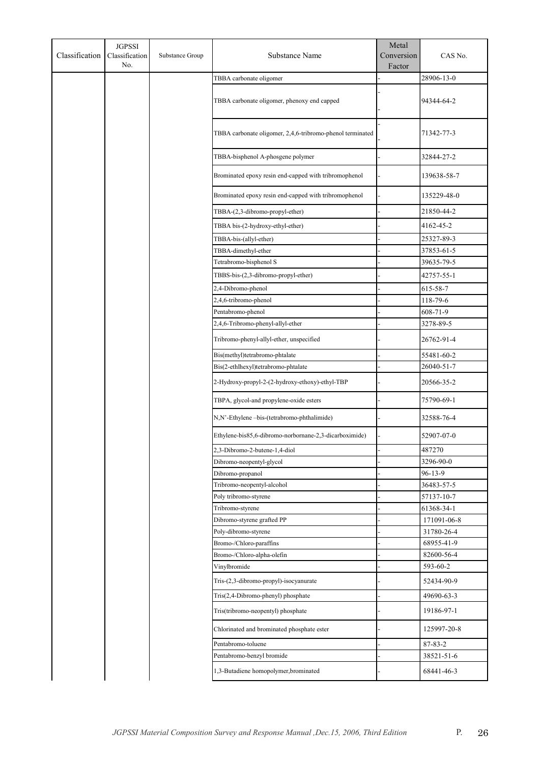| Classification | JGPSSI Classification No. | Substance Group | Substance Name | Metal Conversion Factor | CAS No. |
|---|---|---|---|---|---|
| | | | TBBA carbonate oligomer | - | 28906-13-0 |
| | | | TBBA carbonate oligomer, phenoxy end capped | - - | 94344-64-2 |
| | | | TBBA carbonate oligomer, 2,4,6-tribromo-phenol terminated | - - | 71342-77-3 |
| | | | TBBA-bisphenol A-phosgene polymer | - | 32844-27-2 |
| | | | Brominated epoxy resin end-capped with tribromophenol | - | 139638-58-7 |
| | | | Brominated epoxy resin end-capped with tribromophenol | - | 135229-48-0 |
| | | | TBBA-(2,3-dibromo-propyl-ether) | - | 21850-44-2 |
| | | | TBBA bis-(2-hydroxy-ethyl-ether) | - | 4162-45-2 |
| | | | TBBA-bis-(allyl-ether) | - | 25327-89-3 |
| | | | TBBA-dimethyl-ether | - | 37853-61-5 |
| | | | Tetrabromo-bisphenol S | - | 39635-79-5 |
| | | | TBBS-bis-(2,3-dibromo-propyl-ether) | - | 42757-55-1 |
| | | | 2,4-Dibromo-phenol | - | 615-58-7 |
| | | | 2,4,6-tribromo-phenol | - | 118-79-6 |
| | | | Pentabromo-phenol | - | 608-71-9 |
| | | | 2,4,6-Tribromo-phenyl-allyl-ether | - | 3278-89-5 |
| | | | Tribromo-phenyl-allyl-ether, unspecified | - | 26762-91-4 |
| | | | Bis(methyl)tetrabromo-phtalate | - | 55481-60-2 |
| | | | Bis(2-ethlhexyl)tetrabromo-phtalate | - | 26040-51-7 |
| | | | 2-Hydroxy-propyl-2-(2-hydroxy-ethoxy)-ethyl-TBP | - | 20566-35-2 |
| | | | TBPA, glycol-and propylene-oxide esters | - | 75790-69-1 |
| | | | N,N'-Ethylene –bis-(tetrabromo-phthalimide) | - | 32588-76-4 |
| | | | Ethylene-bis85,6-dibromo-norbornane-2,3-dicarboximide) | - | 52907-07-0 |
| | | | 2,3-Dibromo-2-butene-1,4-diol | - | 487270 |
| | | | Dibromo-neopentyl-glycol | - | 3296-90-0 |
| | | | Dibromo-propanol | - | 96-13-9 |
| | | | Tribromo-neopentyl-alcohol | - | 36483-57-5 |
| | | | Poly tribromo-styrene | - | 57137-10-7 |
| | | | Tribromo-styrene | - | 61368-34-1 |
| | | | Dibromo-styrene grafted PP | - | 171091-06-8 |
| | | | Poly-dibromo-styrene | - | 31780-26-4 |
| | | | Bromo-/Chloro-paraffins | - | 68955-41-9 |
| | | | Bromo-/Chloro-alpha-olefin | - | 82600-56-4 |
| | | | Vinylbromide | - | 593-60-2 |
| | | | Tris-(2,3-dibromo-propyl)-isocyanurate | - | 52434-90-9 |
| | | | Tris(2,4-Dibromo-phenyl) phosphate | - | 49690-63-3 |
| | | | Tris(tribromo-neopentyl) phosphate | - | 19186-97-1 |
| | | | Chlorinated and brominated phosphate ester | - | 125997-20-8 |
| | | | Pentabromo-toluene | - | 87-83-2 |
| | | | Pentabromo-benzyl bromide | - | 38521-51-6 |
| | | | 1,3-Butadiene homopolymer,brominated | - | 68441-46-3 |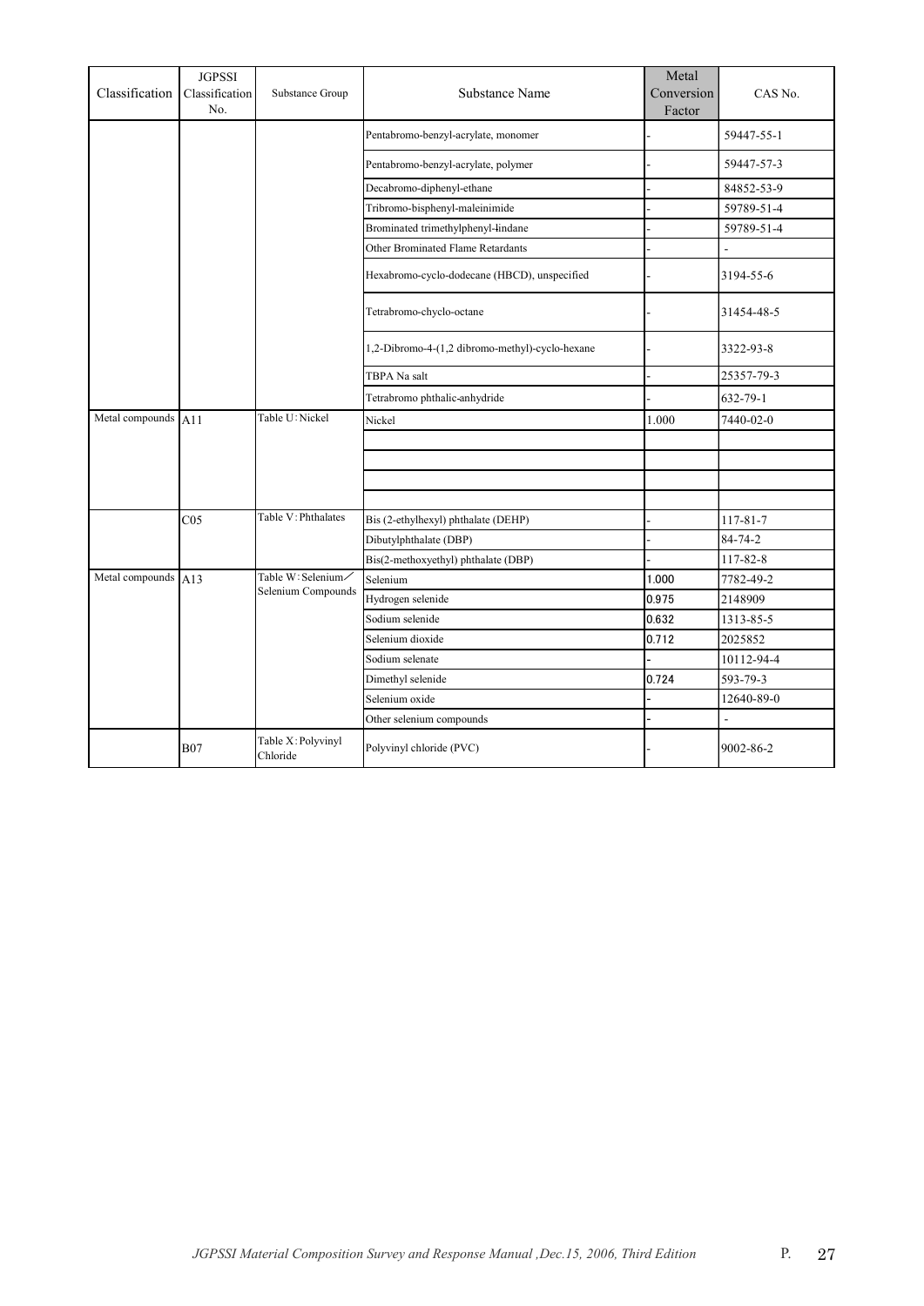| Classification | JGPSSI Classification No. | Substance Group | Substance Name | Metal Conversion Factor | CAS No. |
|---|---|---|---|---|---|
| | | | Pentabromo-benzyl-acrylate, monomer | - | 59447-55-1 |
| | | | Pentabromo-benzyl-acrylate, polymer | - | 59447-57-3 |
| | | | Decabromo-diphenyl-ethane | - | 84852-53-9 |
| | | | Tribromo-bisphenyl-maleinimide | - | 59789-51-4 |
| | | | Brominated trimethylphenyl-lindane | - | 59789-51-4 |
| | | | Other Brominated Flame Retardants | - | - |
| | | | Hexabromo-cyclo-dodecane (HBCD), unspecified | - | 3194-55-6 |
| | | | Tetrabromo-chyclo-octane | - | 31454-48-5 |
| | | | 1,2-Dibromo-4-(1,2 dibromo-methyl)-cyclo-hexane | - | 3322-93-8 |
| | | | TBPA Na salt | - | 25357-79-3 |
| | | | Tetrabromo phthalic-anhydride | - | 632-79-1 |
| Metal compounds | A11 | Table U: Nickel | Nickel | 1.000 | 7440-02-0 |
| | | | | | |
| | | | | | |
| | | | | | |
| | | | | | |
| | C05 | Table V: Phthalates | Bis (2-ethylhexyl) phthalate (DEHP) | - | 117-81-7 |
| | | | Dibutylphthalate (DBP) | - | 84-74-2 |
| | | | Bis(2-methoxyethyl) phthalate (DBP) | - | 117-82-8 |
| Metal compounds | A13 | Table W: Selenium／Selenium Compounds | Selenium | 1.000 | 7782-49-2 |
| | | | Hydrogen selenide | 0.975 | 2148909 |
| | | | Sodium selenide | 0.632 | 1313-85-5 |
| | | | Selenium dioxide | 0.712 | 2025852 |
| | | | Sodium selenate | - | 10112-94-4 |
| | | | Dimethyl selenide | 0.724 | 593-79-3 |
| | | | Selenium oxide | - | 12640-89-0 |
| | | | Other selenium compounds | - | - |
| | B07 | Table X: Polyvinyl Chloride | Polyvinyl chloride (PVC) | - | 9002-86-2 |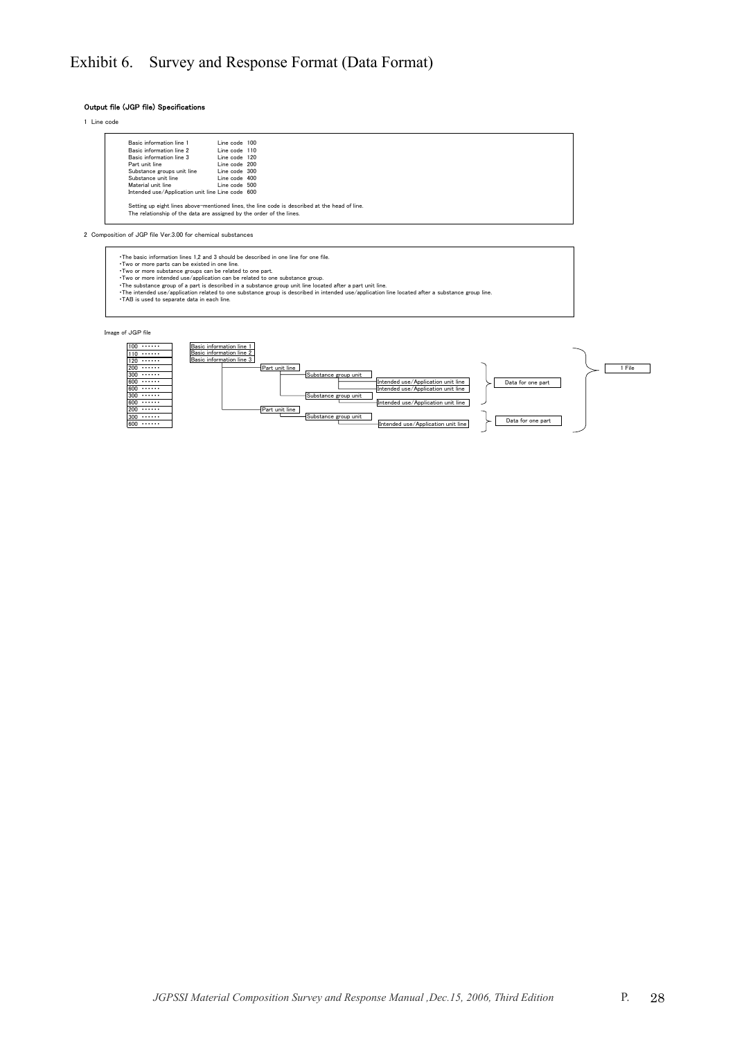# Exhibit 6. Survey and Response Format (Data Format)

**Output file (JGP file) Specifications**

1 Line code

| | |
|---|---|
| Basic information line 1 | Line code 100 |
| Basic information line 2 | Line code 110 |
| Basic information line 3 | Line code 120 |
| Part unit line | Line code 200 |
| Substance groups unit line | Line code 300 |
| Substance unit line | Line code 400 |
| Material unit line | Line code 500 |
| Intended use/Application unit line | Line code 600 |

Setting up eight lines above-mentioned lines, the line code is described at the head of line.
The relationship of the data are assigned by the order of the lines.

2 Composition of JGP file Ver.3.00 for chemical substances

- The basic information lines 1,2 and 3 should be described in one line for one file.
- Two or more parts can be existed in one line.
- Two or more substance groups can be related to one part.
- Two or more intended use/application can be related to one substance group.
- The substance group of a part is described in a substance group unit line located after a part unit line.
- The intended use/application related to one substance group is described in intended use/application line located after a substance group line.
- TAB is used to separate data in each line.

Image of JGP file

```
100 ・・・・・・   Basic information line 1                                                                        ┐
110 ・・・・・・   Basic information line 2                                                                        │
120 ・・・・・・   Basic information line 3                                                                        │
200 ・・・・・・        Part unit line                                                                  ┐          │
300 ・・・・・・             Substance group unit                                                       │          │
600 ・・・・・・                  Intended use/Application unit line                                    ├ Data for one part
600 ・・・・・・                  Intended use/Application unit line                                    │          ├ 1 File
300 ・・・・・・             Substance group unit                                                       │          │
600 ・・・・・・                  Intended use/Application unit line                                    ┘          │
200 ・・・・・・        Part unit line                                                                  ┐          │
300 ・・・・・・             Substance group unit                                                       ├ Data for one part
600 ・・・・・・                  Intended use/Application unit line                                    ┘          ┘
```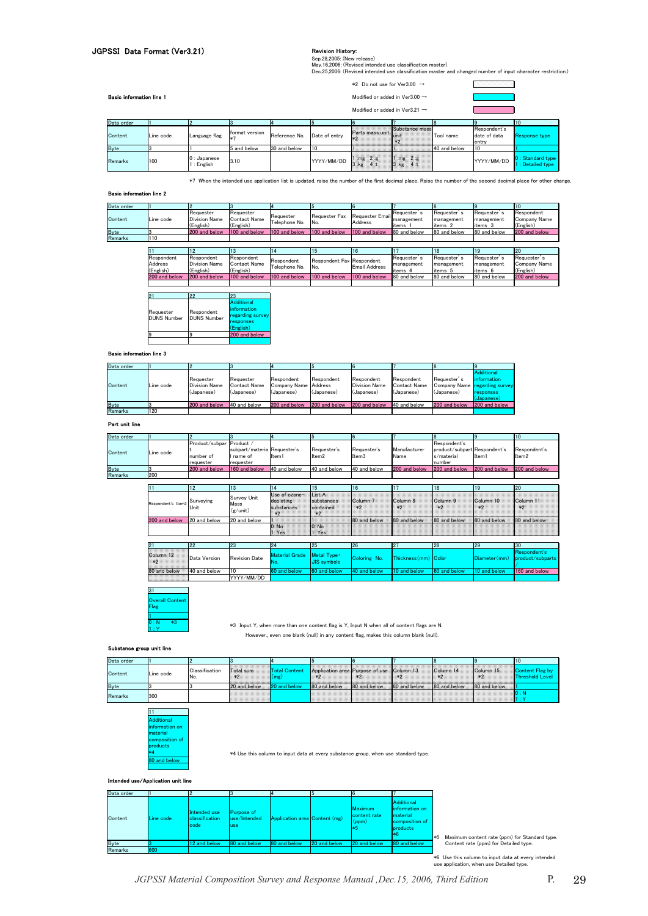## JGPSSI Data Format (Ver3.21)

**Revision History:**

Sep.28,2005: (New release)
May.16,2006: (Revised intended use classification master)
Dec.25,2006: (Revised intended use classification master and changed number of input character restriction.)

*2 Do not use for Ver3.00 →

Modified or added in Ver3.00 →

Modified or added in Ver3.21 →

### Basic information line 1

| Data order | 1 | 2 | 3 | 4 | 5 | 6 | 7 | 8 | 9 | 10 |
|---|---|---|---|---|---|---|---|---|---|---|
| Content | Line code | Language flag | format version *7 | Reference No. | Date of entry | Parts mass unit *2 | Substance mass unit *2 | Tool name | Respondent's date of data entry | Response type |
| Byte | 3 | 1 | 5 and below | 30 and below | 10 | 1 | 1 | 40 and below | 10 | 1 |
| Remarks | 100 | 0 : Japanese 1 : English | 3.10 | | YYYY/MM/DD | 1 :mg 2 :g 3 :kg 4 :t | 1 :mg 2 :g 3 :kg 4 :t | | YYYY/MM/DD | 0 : Standard type 1 : Detailed type |

*7 When the intended use application list is updated, raise the number of the first decimal place. Raise the number of the second decimal place for other change.

### Basic information line 2

| Data order | 1 | 2 | 3 | 4 | 5 | 6 | 7 | 8 | 9 | 10 |
|---|---|---|---|---|---|---|---|---|---|---|
| Content | Line code | Requester Division Name (English) | Requester Contact Name (English) | Requester Telephone No. | Requester Fax No. | Requester Email Address | Requester's management items 1 | Requester's management items 2 | Requester's management items 3 | Respondent Company Name (English) |
| Byte | 3 | 200 and below | 100 and below | 100 and below | 100 and below | 100 and below | 80 and below | 80 and below | 80 and below | 200 and below |
| Remarks | 110 | | | | | | | | | |

| 11 | 12 | 13 | 14 | 15 | 16 | 17 | 18 | 19 | 20 |
|---|---|---|---|---|---|---|---|---|---|
| Respondent Address (English) | Respondent Division Name (English) | Respondent Contact Name (English) | Respondent Telephone No. | Respondent Fax No. | Respondent Email Address | Requester's management items 4 | Requester's management items 5 | Requester's management items 6 | Requester's Company Name (English) |
| 200 and below | 200 and below | 100 and below | 100 and below | 100 and below | 100 and below | 80 and below | 80 and below | 80 and below | 200 and below |

| 21 | 22 | 23 |
|---|---|---|
| Requester DUNS Number | Respondent DUNS Number | Additional information regarding survey responses (English) |
| 9 | 9 | 200 and below |

### Basic information line 3

| Data order | 1 | 2 | 3 | 4 | 5 | 6 | 7 | 8 | 9 |
|---|---|---|---|---|---|---|---|---|---|
| Content | Line code | Requester Division Name (Japanese) | Requester Contact Name (Japanese) | Respondent Company Name (Japanese) | Respondent Address (Japanese) | Respondent Division Name (Japanese) | Respondent Contact Name (Japanese) | Requester's Company Name (Japanese) | Additional information regarding survey responses (Japanese) |
| Byte | 3 | 200 and below | 40 and below | 200 and below | 200 and below | 200 and below | 40 and below | 200 and below | 200 and below |
| Remarks | 120 | | | | | | | | |

### Part unit line

| Data order | 1 | 2 | 3 | 4 | 5 | 6 | 7 | 8 | 9 | 10 |
|---|---|---|---|---|---|---|---|---|---|---|
| Content | Line code | Product/subpart number of requester | Product / subpart/material name of requester | Requester's Item1 | Requester's Item2 | Requester's Item3 | Manufacturer Name | Respondent's product/subparts/material number | Respondent's Item1 | Respondent's Item2 |
| Byte | 3 | 200 and below | 160 and below | 40 and below | 40 and below | 40 and below | 200 and below | 200 and below | 200 and below | 200 and below |
| Remarks | 200 | | | | | | | | | |

| 11 | 12 | 13 | 14 | 15 | 16 | 17 | 18 | 19 | 20 |
|---|---|---|---|---|---|---|---|---|---|
| Respondent's Item3 | Surveying Unit | Survey Unit Mass (g/unit) | Use of ozone-depleting substances *2 | List A substances contained *2 | Column 7 *2 | Column 8 *2 | Column 9 *2 | Column 10 *2 | Column 11 *2 |
| 200 and below | 20 and below | 20 and below | 1 | 1 | 80 and below | 80 and below | 80 and below | 80 and below | 80 and below |
| | | | 0: No 1: Yes | 0: No 1: Yes | | | | | |

| 21 | 22 | 23 | 24 | 25 | 26 | 27 | 28 | 29 | 30 |
|---|---|---|---|---|---|---|---|---|---|
| Column 12 *2 | Data Version | Revision Date | Material Grade No. | Metal Type・JIS symbols | Coloring No. | Thickness(mm) | Color | Diameter(mm) | Respondent's product/subparts |
| 80 and below | 40 and below | 10 | 60 and below | 60 and below | 40 and below | 10 and below | 60 and below | 10 and below | 160 and below |
| | | YYYY/MM/DD | | | | | | | |

| 31 |
|---|
| Overall Content Flag |
| 1 |
| 0 : N *3 1 : Y |

*3 Input Y, when more than one content flag is Y. Input N when all of content flags are N.
However, even one blank (null) in any content flag, makes this column blank (null).

### Substance group unit line

| Data order | 1 | 2 | 3 | 4 | 5 | 6 | 7 | 8 | 9 | 10 |
|---|---|---|---|---|---|---|---|---|---|---|
| Content | Line code | Classification No. | Total sum *2 | Total Content (mg) | Application area *2 | Purpose of use *2 | Column 13 *2 | Column 14 *2 | Column 15 *2 | Content Flag by Threshold Level |
| Byte | 3 | 3 | 20 and below | 20 and below | 80 and below | 80 and below | 80 and below | 80 and below | 80 and below | 1 |
| Remarks | 300 | | | | | | | | | 0 : N 1 : Y |

| 11 |
|---|
| Additional information on material composition of products *4 |
| 80 and below |

*4 Use this column to input data at every substance group, when use standard type.

### Intended use/Application unit line

| Data order | 1 | 2 | 3 | 4 | 5 | 6 | 7 |
|---|---|---|---|---|---|---|---|
| Content | Line code | Intended use classification code | Purpose of use/Intended use | Application area | Content (mg) | Maximum content rate (ppm) *5 | Additional information on material composition of products *6 |
| Byte | 3 | 12 and below | 80 and below | 80 and below | 20 and below | 20 and below | 80 and below |
| Remarks | 600 | | | | | | |

*5 Maximum content rate (ppm) for Standard type.
Content rate (ppm) for Detailed type.

*6 Use this column to input data at every intended use application, when use Detailed type.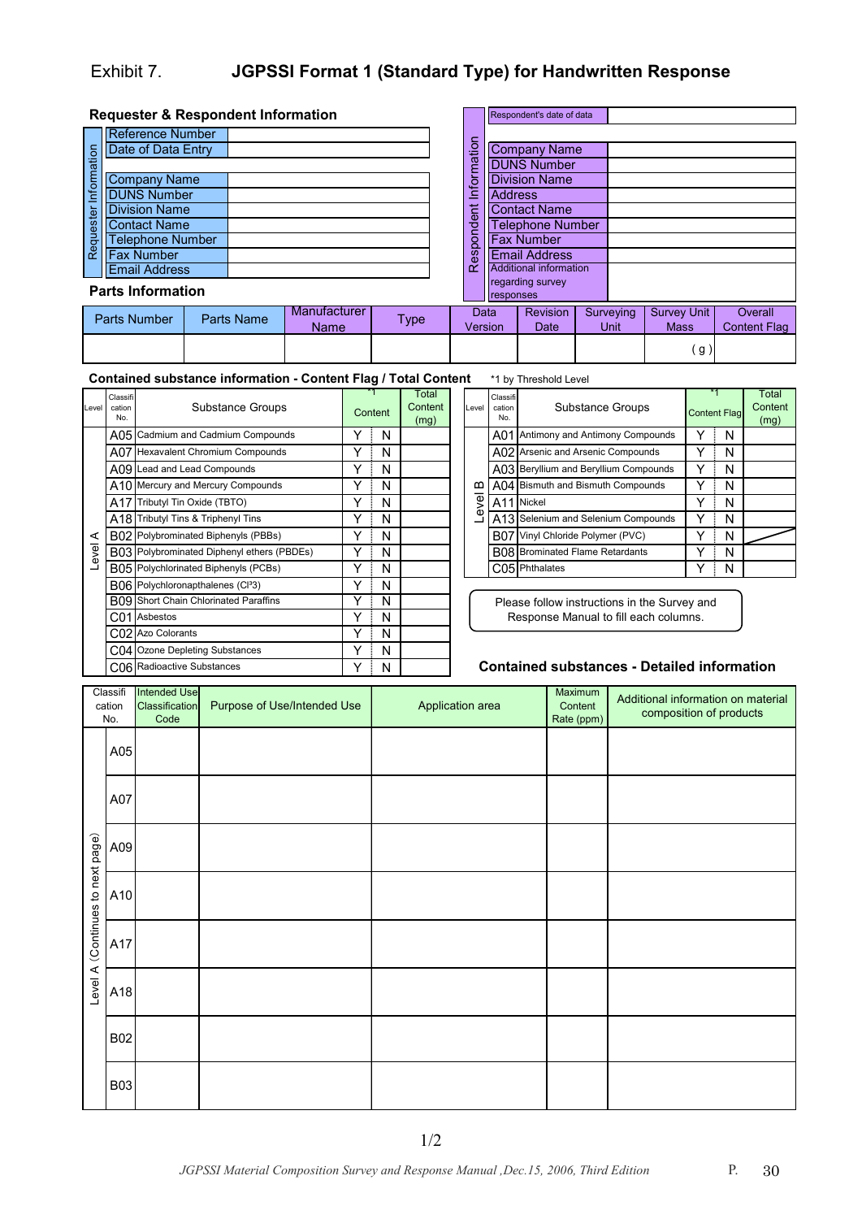Exhibit 7. **JGPSSI Format 1 (Standard Type) for Handwritten Response**

## Requester & Respondent Information

| Requester Information | |
|---|---|
| Reference Number | |
| Date of Data Entry | |
| Company Name | |
| DUNS Number | |
| Division Name | |
| Contact Name | |
| Telephone Number | |
| Fax Number | |
| Email Address | |

| Respondent Information | |
|---|---|
| Respondent's date of data | |
| Company Name | |
| DUNS Number | |
| Division Name | |
| Address | |
| Contact Name | |
| Telephone Number | |
| Fax Number | |
| Email Address | |
| Additional information regarding survey responses | |

## Parts Information

| Parts Number | Parts Name | Manufacturer Name | Type | Data Version | Revision Date | Surveying Unit | Survey Unit Mass | Overall Content Flag |
|---|---|---|---|---|---|---|---|---|
| | | | | | | | (g) | |

## Contained substance information - Content Flag / Total Content

*1 by Threshold Level

| Level | Classification No. | Substance Groups | Content *1 | | Total Content (mg) |
|---|---|---|---|---|---|
| Level A | A05 | Cadmium and Cadmium Compounds | Y | N | |
| | A07 | Hexavalent Chromium Compounds | Y | N | |
| | A09 | Lead and Lead Compounds | Y | N | |
| | A10 | Mercury and Mercury Compounds | Y | N | |
| | A17 | Tributyl Tin Oxide (TBTO) | Y | N | |
| | A18 | Tributyl Tins & Triphenyl Tins | Y | N | |
| | B02 | Polybrominated Biphenyls (PBBs) | Y | N | |
| | B03 | Polybrominated Diphenyl ethers (PBDEs) | Y | N | |
| | B05 | Polychlorinated Biphenyls (PCBs) | Y | N | |
| | B06 | Polychloronapthalenes (Cl³3) | Y | N | |
| | B09 | Short Chain Chlorinated Paraffins | Y | N | |
| | C01 | Asbestos | Y | N | |
| | C02 | Azo Colorants | Y | N | |
| | C04 | Ozone Depleting Substances | Y | N | |
| | C06 | Radioactive Substances | Y | N | |

| Level | Classification No. | Substance Groups | Content Flag *1 | | Total Content (mg) |
|---|---|---|---|---|---|
| Level B | A01 | Antimony and Antimony Compounds | Y | N | |
| | A02 | Arsenic and Arsenic Compounds | Y | N | |
| | A03 | Beryllium and Beryllium Compounds | Y | N | |
| | A04 | Bismuth and Bismuth Compounds | Y | N | |
| | A11 | Nickel | Y | N | |
| | A13 | Selenium and Selenium Compounds | Y | N | |
| | B07 | Vinyl Chloride Polymer (PVC) | Y | N | / |
| | B08 | Brominated Flame Retardants | Y | N | |
| | C05 | Phthalates | Y | N | |

Please follow instructions in the Survey and Response Manual to fill each columns.

## Contained substances - Detailed information

| | Classification No. | Intended Use Classification Code | Purpose of Use/Intended Use | Application area | Maximum Content Rate (ppm) | Additional information on material composition of products |
|---|---|---|---|---|---|---|
| Level A (Continues to next page) | A05 | | | | | |
| | A07 | | | | | |
| | A09 | | | | | |
| | A10 | | | | | |
| | A17 | | | | | |
| | A18 | | | | | |
| | B02 | | | | | |
| | B03 | | | | | |

1/2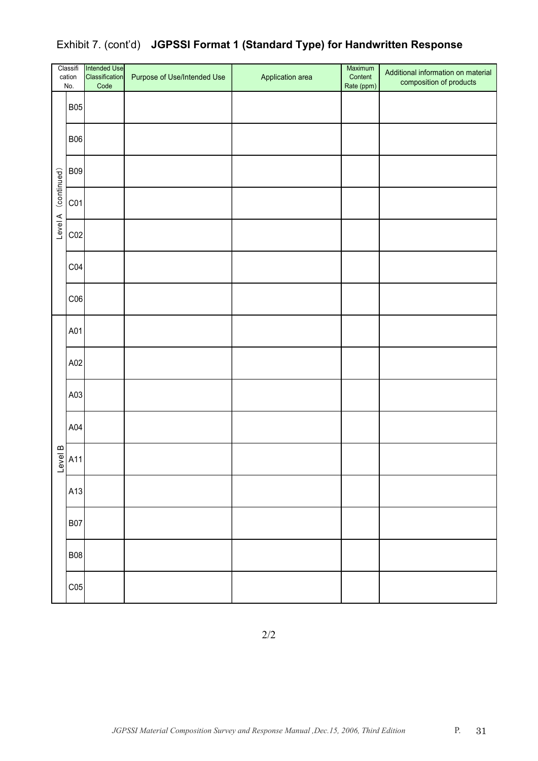Exhibit 7. (cont'd) **JGPSSI Format 1 (Standard Type) for Handwritten Response**

| Classification No. | | Intended Use Classification Code | Purpose of Use/Intended Use | Application area | Maximum Content Rate (ppm) | Additional information on material composition of products |
|---|---|---|---|---|---|---|
| Level A (continued) | B05 | | | | | |
| | B06 | | | | | |
| | B09 | | | | | |
| | C01 | | | | | |
| | C02 | | | | | |
| | C04 | | | | | |
| | C06 | | | | | |
| Level B | A01 | | | | | |
| | A02 | | | | | |
| | A03 | | | | | |
| | A04 | | | | | |
| | A11 | | | | | |
| | A13 | | | | | |
| | B07 | | | | | |
| | B08 | | | | | |
| | C05 | | | | | |

2/2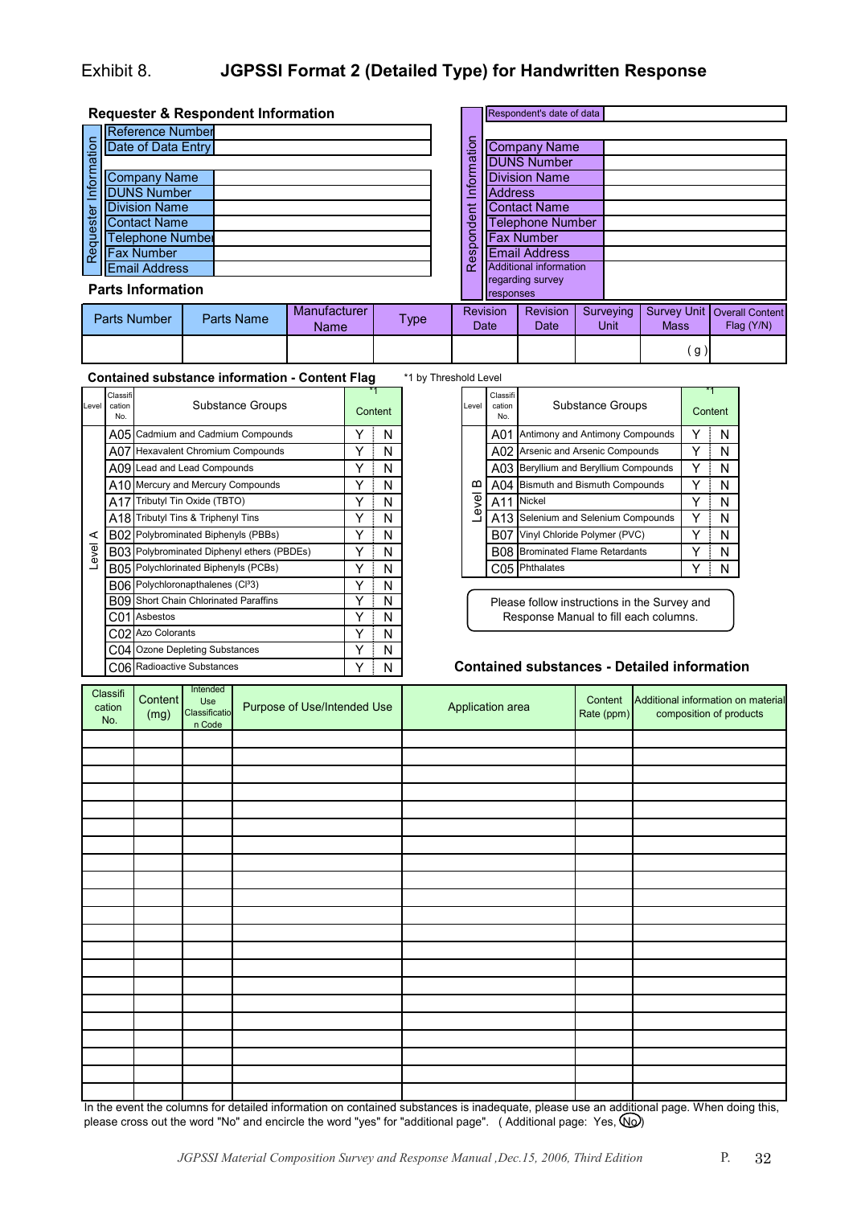Exhibit 8. **JGPSSI Format 2 (Detailed Type) for Handwritten Response**

### Requester & Respondent Information

| Requester Information | |
|---|---|
| Reference Number | |
| Date of Data Entry | |
| Company Name | |
| DUNS Number | |
| Division Name | |
| Contact Name | |
| Telephone Number | |
| Fax Number | |
| Email Address | |

| Respondent Information | |
|---|---|
| Respondent's date of data | |
| Company Name | |
| DUNS Number | |
| Division Name | |
| Address | |
| Contact Name | |
| Telephone Number | |
| Fax Number | |
| Email Address | |
| Additional information regarding survey responses | |

### Parts Information

| Parts Number | Parts Name | Manufacturer Name | Type | Revision Date | Revision Date | Surveying Unit | Survey Unit Mass | Overall Content Flag (Y/N) |
|---|---|---|---|---|---|---|---|---|
| | | | | | | | ( g ) | |

### Contained substance information - Content Flag

*1 by Threshold Level

| Level | Classification No. | Substance Groups | Content *1 | |
|---|---|---|---|---|
| Level A | A05 | Cadmium and Cadmium Compounds | Y | N |
| | A07 | Hexavalent Chromium Compounds | Y | N |
| | A09 | Lead and Lead Compounds | Y | N |
| | A10 | Mercury and Mercury Compounds | Y | N |
| | A17 | Tributyl Tin Oxide (TBTO) | Y | N |
| | A18 | Tributyl Tins & Triphenyl Tins | Y | N |
| | B02 | Polybrominated Biphenyls (PBBs) | Y | N |
| | B03 | Polybrominated Diphenyl ethers (PBDEs) | Y | N |
| | B05 | Polychlorinated Biphenyls (PCBs) | Y | N |
| | B06 | Polychloronapthalenes (Cl³3) | Y | N |
| | B09 | Short Chain Chlorinated Paraffins | Y | N |
| | C01 | Asbestos | Y | N |
| | C02 | Azo Colorants | Y | N |
| | C04 | Ozone Depleting Substances | Y | N |
| | C06 | Radioactive Substances | Y | N |

| Level | Classification No. | Substance Groups | Content *1 | |
|---|---|---|---|---|
| Level B | A01 | Antimony and Antimony Compounds | Y | N |
| | A02 | Arsenic and Arsenic Compounds | Y | N |
| | A03 | Beryllium and Beryllium Compounds | Y | N |
| | A04 | Bismuth and Bismuth Compounds | Y | N |
| | A11 | Nickel | Y | N |
| | A13 | Selenium and Selenium Compounds | Y | N |
| | B07 | Vinyl Chloride Polymer (PVC) | Y | N |
| | B08 | Brominated Flame Retardants | Y | N |
| | C05 | Phthalates | Y | N |

Please follow instructions in the Survey and Response Manual to fill each columns.

### Contained substances - Detailed information

| Classification No. | Content (mg) | Intended Use Classification Code | Purpose of Use/Intended Use | Application area | Content Rate (ppm) | Additional information on material composition of products |
|---|---|---|---|---|---|---|
| | | | | | | |
| | | | | | | |
| | | | | | | |
| | | | | | | |
| | | | | | | |
| | | | | | | |
| | | | | | | |
| | | | | | | |
| | | | | | | |
| | | | | | | |
| | | | | | | |
| | | | | | | |
| | | | | | | |
| | | | | | | |
| | | | | | | |
| | | | | | | |
| | | | | | | |
| | | | | | | |
| | | | | | | |
| | | | | | | |
| | | | | | | |

In the event the columns for detailed information on contained substances is inadequate, please use an additional page. When doing this, please cross out the word "No" and encircle the word "yes" for "additional page". ( Additional page: Yes, (No))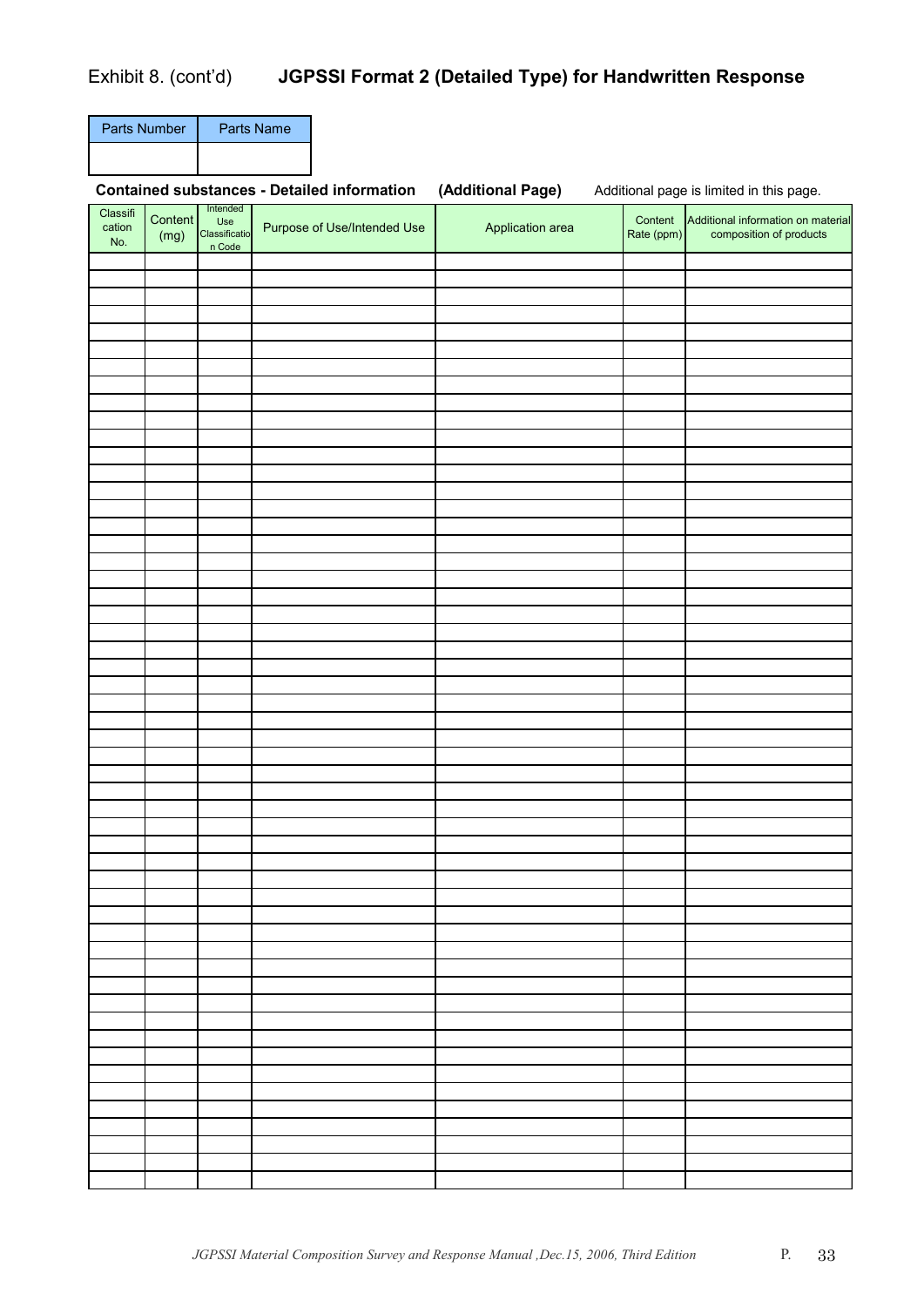Exhibit 8. (cont'd) **JGPSSI Format 2 (Detailed Type) for Handwritten Response**

| Parts Number | Parts Name |
|---|---|
| | |

**Contained substances - Detailed information** **(Additional Page)** Additional page is limited in this page.

| Classification No. | Content (mg) | Intended Use Classification Code | Purpose of Use/Intended Use | Application area | Content Rate (ppm) | Additional information on material composition of products |
|---|---|---|---|---|---|---|
| | | | | | | |
| | | | | | | |
| | | | | | | |
| | | | | | | |
| | | | | | | |
| | | | | | | |
| | | | | | | |
| | | | | | | |
| | | | | | | |
| | | | | | | |
| | | | | | | |
| | | | | | | |
| | | | | | | |
| | | | | | | |
| | | | | | | |
| | | | | | | |
| | | | | | | |
| | | | | | | |
| | | | | | | |
| | | | | | | |
| | | | | | | |
| | | | | | | |
| | | | | | | |
| | | | | | | |
| | | | | | | |
| | | | | | | |
| | | | | | | |
| | | | | | | |
| | | | | | | |
| | | | | | | |
| | | | | | | |
| | | | | | | |
| | | | | | | |
| | | | | | | |
| | | | | | | |
| | | | | | | |
| | | | | | | |
| | | | | | | |
| | | | | | | |
| | | | | | | |
| | | | | | | |
| | | | | | | |
| | | | | | | |
| | | | | | | |
| | | | | | | |
| | | | | | | |
| | | | | | | |
| | | | | | | |
| | | | | | | |
| | | | | | | |
| | | | | | | |
| | | | | | | |
| | | | | | | |
| | | | | | | |
| | | | | | | |
| | | | | | | |